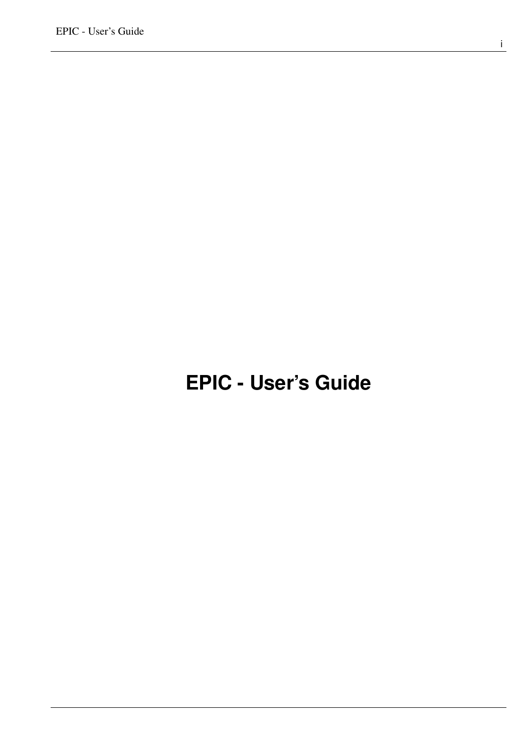# EPIC - User's Guide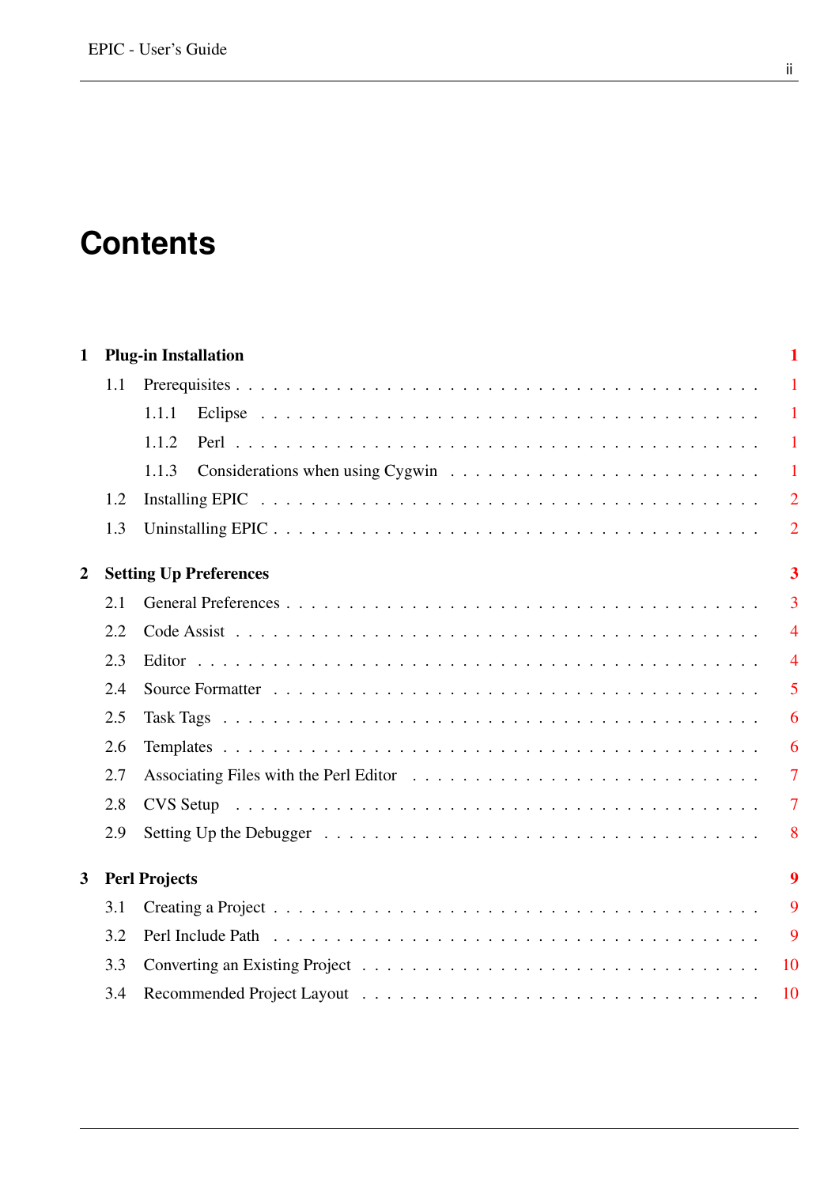# Contents

**1 Plug-in Installation** **1**

- 1.1 Prerequisites . . . . . 1
  - 1.1.1 Eclipse . . . . . 1
  - 1.1.2 Perl . . . . . 1
  - 1.1.3 Considerations when using Cygwin . . . . . 1
- 1.2 Installing EPIC . . . . . 2
- 1.3 Uninstalling EPIC . . . . . 2

**2 Setting Up Preferences** **3**

- 2.1 General Preferences . . . . . 3
- 2.2 Code Assist . . . . . 4
- 2.3 Editor . . . . . 4
- 2.4 Source Formatter . . . . . 5
- 2.5 Task Tags . . . . . 6
- 2.6 Templates . . . . . 6
- 2.7 Associating Files with the Perl Editor . . . . . 7
- 2.8 CVS Setup . . . . . 7
- 2.9 Setting Up the Debugger . . . . . 8

**3 Perl Projects** **9**

- 3.1 Creating a Project . . . . . 9
- 3.2 Perl Include Path . . . . . 9
- 3.3 Converting an Existing Project . . . . . 10
- 3.4 Recommended Project Layout . . . . . 10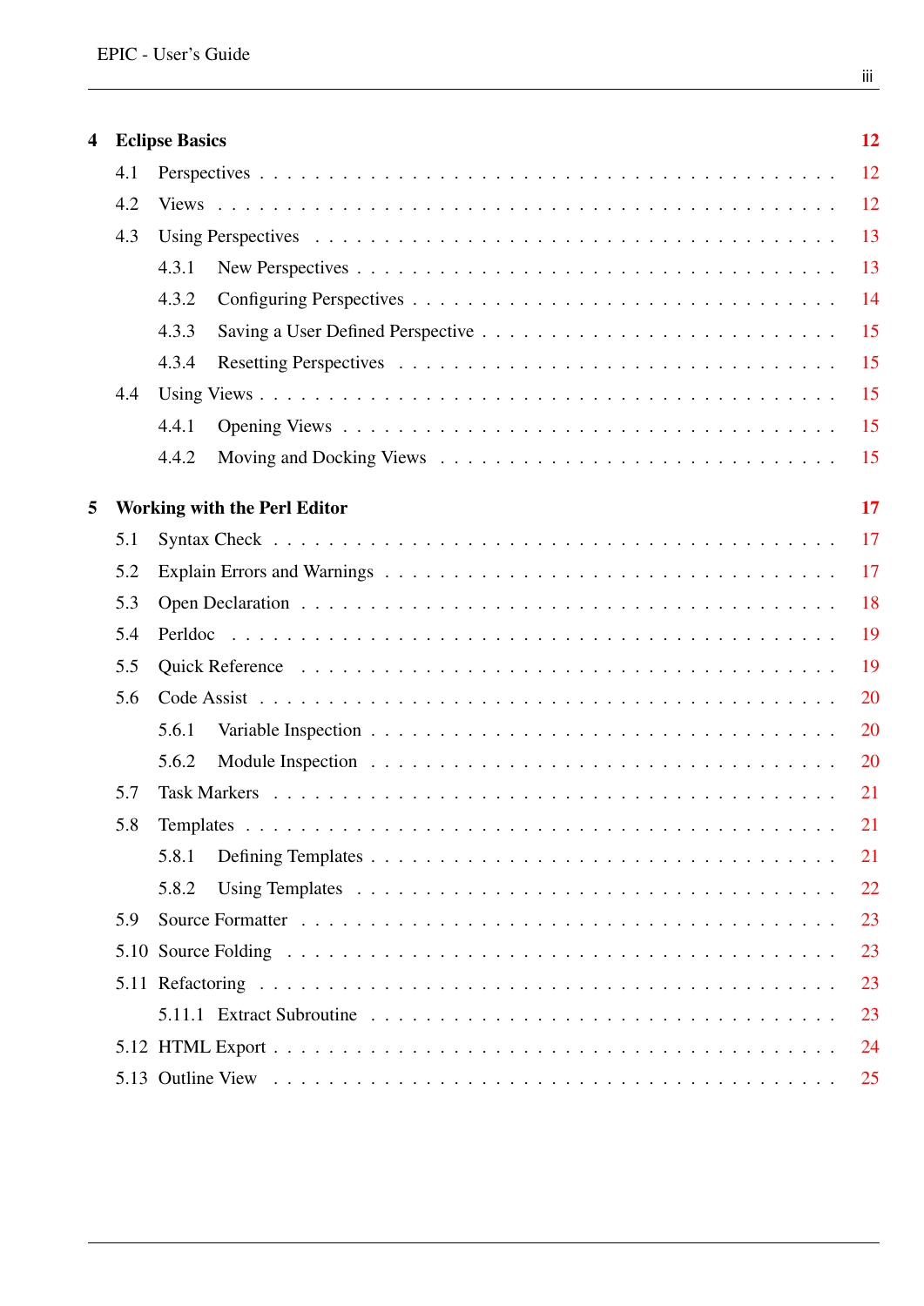**4 Eclipse Basics** 12

- 4.1 Perspectives . . . 12
- 4.2 Views . . . 12
- 4.3 Using Perspectives . . . 13
  - 4.3.1 New Perspectives . . . 13
  - 4.3.2 Configuring Perspectives . . . 14
  - 4.3.3 Saving a User Defined Perspective . . . 15
  - 4.3.4 Resetting Perspectives . . . 15
- 4.4 Using Views . . . 15
  - 4.4.1 Opening Views . . . 15
  - 4.4.2 Moving and Docking Views . . . 15

**5 Working with the Perl Editor** 17

- 5.1 Syntax Check . . . 17
- 5.2 Explain Errors and Warnings . . . 17
- 5.3 Open Declaration . . . 18
- 5.4 Perldoc . . . 19
- 5.5 Quick Reference . . . 19
- 5.6 Code Assist . . . 20
  - 5.6.1 Variable Inspection . . . 20
  - 5.6.2 Module Inspection . . . 20
- 5.7 Task Markers . . . 21
- 5.8 Templates . . . 21
  - 5.8.1 Defining Templates . . . 21
  - 5.8.2 Using Templates . . . 22
- 5.9 Source Formatter . . . 23
- 5.10 Source Folding . . . 23
- 5.11 Refactoring . . . 23
  - 5.11.1 Extract Subroutine . . . 23
- 5.12 HTML Export . . . 24
- 5.13 Outline View . . . 25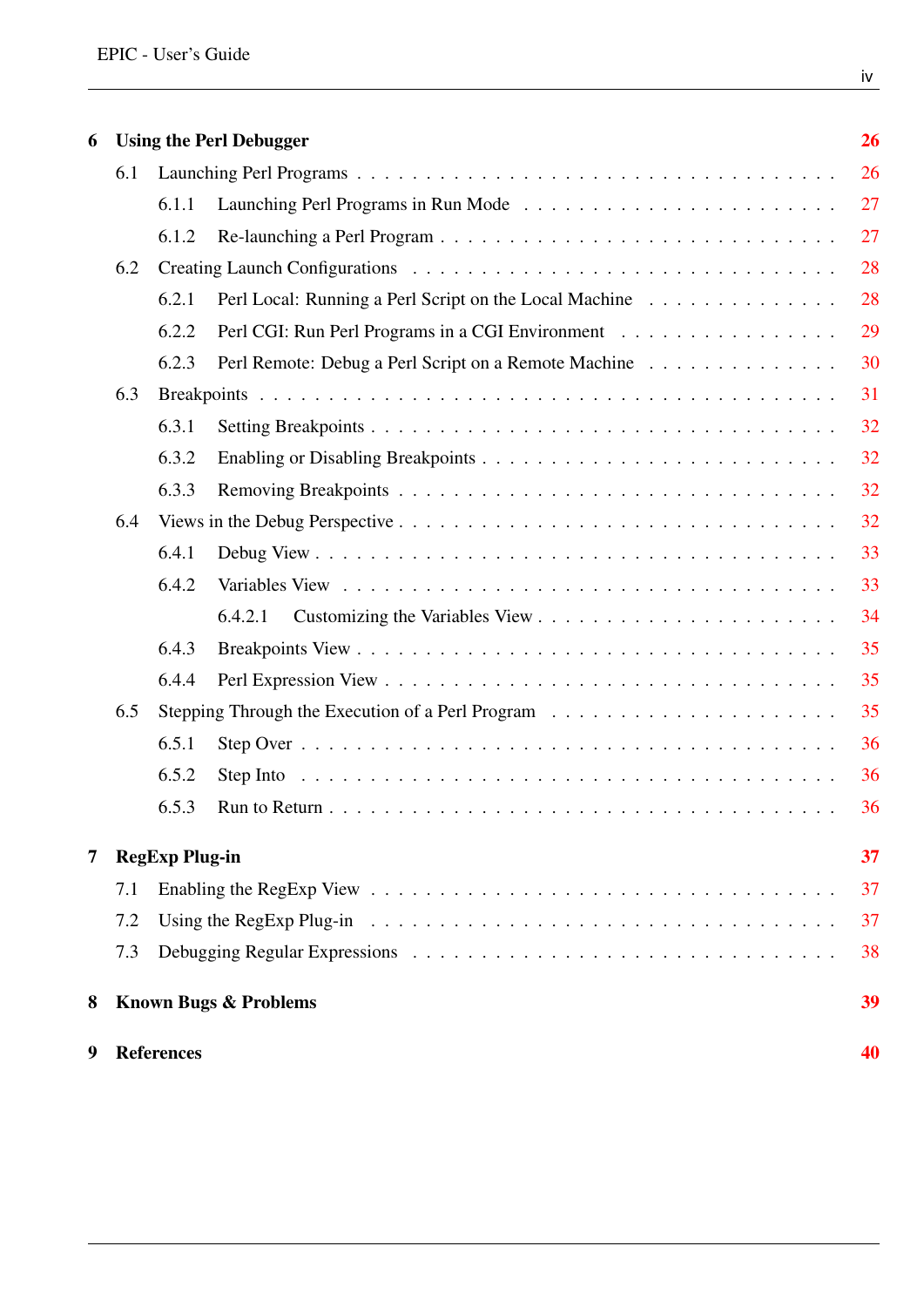**6 Using the Perl Debugger** 26

- 6.1 Launching Perl Programs . . . 26
  - 6.1.1 Launching Perl Programs in Run Mode . . . 27
  - 6.1.2 Re-launching a Perl Program . . . 27
- 6.2 Creating Launch Configurations . . . 28
  - 6.2.1 Perl Local: Running a Perl Script on the Local Machine . . . 28
  - 6.2.2 Perl CGI: Run Perl Programs in a CGI Environment . . . 29
  - 6.2.3 Perl Remote: Debug a Perl Script on a Remote Machine . . . 30
- 6.3 Breakpoints . . . 31
  - 6.3.1 Setting Breakpoints . . . 32
  - 6.3.2 Enabling or Disabling Breakpoints . . . 32
  - 6.3.3 Removing Breakpoints . . . 32
- 6.4 Views in the Debug Perspective . . . 32
  - 6.4.1 Debug View . . . 33
  - 6.4.2 Variables View . . . 33
    - 6.4.2.1 Customizing the Variables View . . . 34
  - 6.4.3 Breakpoints View . . . 35
  - 6.4.4 Perl Expression View . . . 35
- 6.5 Stepping Through the Execution of a Perl Program . . . 35
  - 6.5.1 Step Over . . . 36
  - 6.5.2 Step Into . . . 36
  - 6.5.3 Run to Return . . . 36

**7 RegExp Plug-in** 37

- 7.1 Enabling the RegExp View . . . 37
- 7.2 Using the RegExp Plug-in . . . 37
- 7.3 Debugging Regular Expressions . . . 38

**8 Known Bugs & Problems** 39

**9 References** 40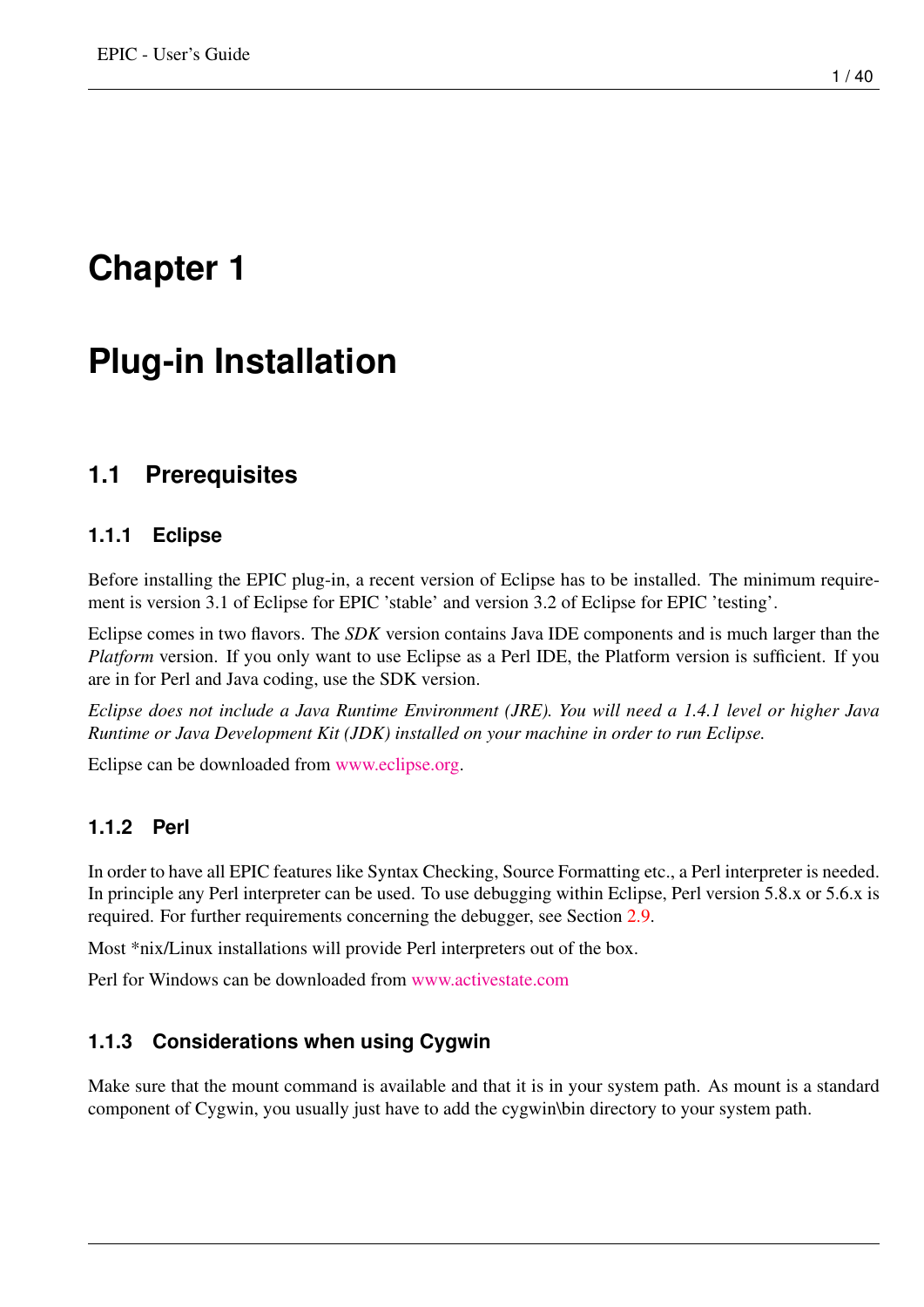# Chapter 1

# Plug-in Installation

## 1.1 Prerequisites

### 1.1.1 Eclipse

Before installing the EPIC plug-in, a recent version of Eclipse has to be installed. The minimum requirement is version 3.1 of Eclipse for EPIC 'stable' and version 3.2 of Eclipse for EPIC 'testing'.

Eclipse comes in two flavors. The *SDK* version contains Java IDE components and is much larger than the *Platform* version. If you only want to use Eclipse as a Perl IDE, the Platform version is sufficient. If you are in for Perl and Java coding, use the SDK version.

*Eclipse does not include a Java Runtime Environment (JRE). You will need a 1.4.1 level or higher Java Runtime or Java Development Kit (JDK) installed on your machine in order to run Eclipse.*

Eclipse can be downloaded from www.eclipse.org.

### 1.1.2 Perl

In order to have all EPIC features like Syntax Checking, Source Formatting etc., a Perl interpreter is needed. In principle any Perl interpreter can be used. To use debugging within Eclipse, Perl version 5.8.x or 5.6.x is required. For further requirements concerning the debugger, see Section 2.9.

Most *nix/Linux installations will provide Perl interpreters out of the box.

Perl for Windows can be downloaded from www.activestate.com

### 1.1.3 Considerations when using Cygwin

Make sure that the mount command is available and that it is in your system path. As mount is a standard component of Cygwin, you usually just have to add the cygwin\bin directory to your system path.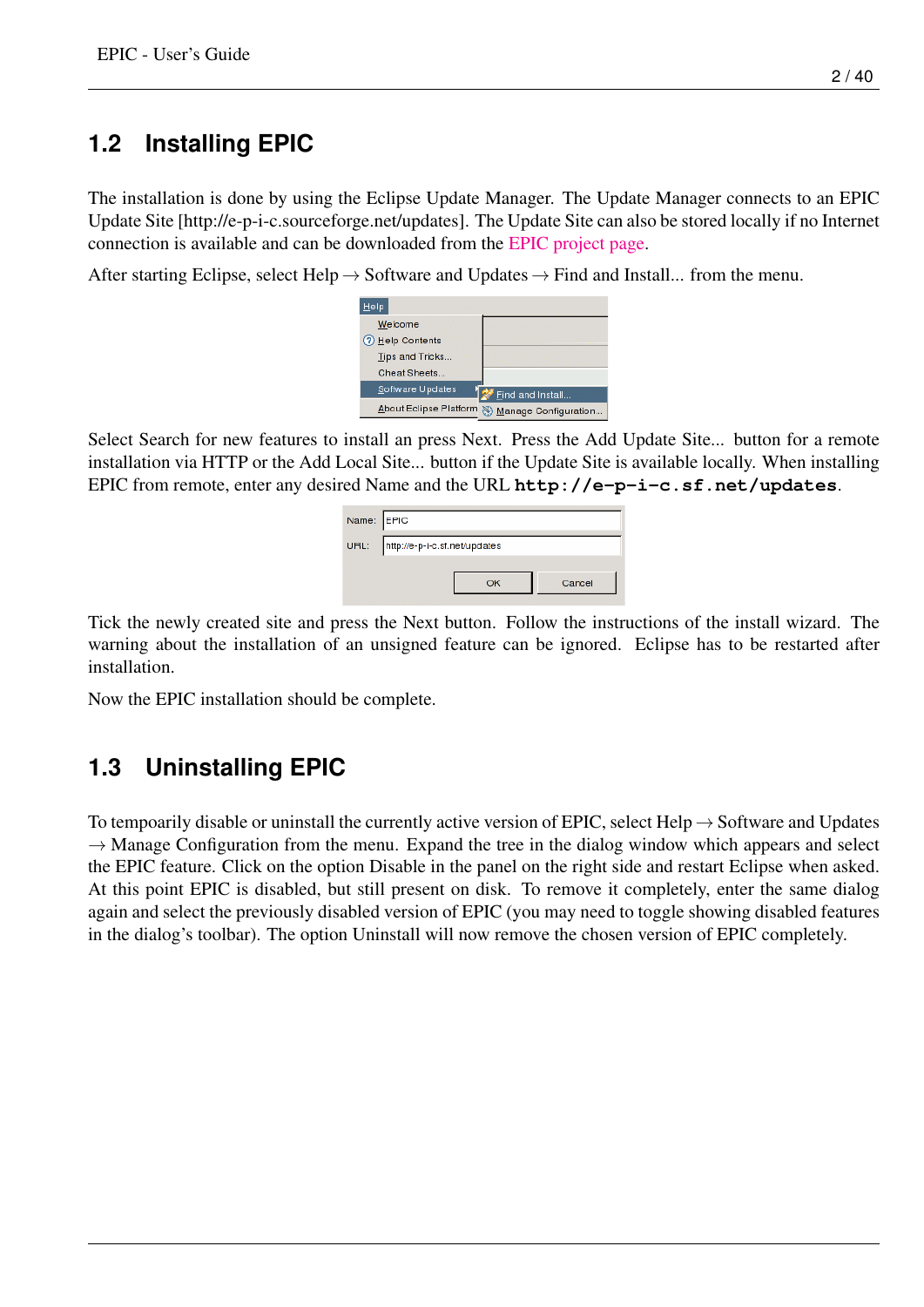## 1.2 Installing EPIC

The installation is done by using the Eclipse Update Manager. The Update Manager connects to an EPIC Update Site [http://e-p-i-c.sourceforge.net/updates]. The Update Site can also be stored locally if no Internet connection is available and can be downloaded from the EPIC project page.

After starting Eclipse, select Help → Software and Updates → Find and Install... from the menu.

Select Search for new features to install an press Next. Press the Add Update Site... button for a remote installation via HTTP or the Add Local Site... button if the Update Site is available locally. When installing EPIC from remote, enter any desired Name and the URL **`http://e-p-i-c.sf.net/updates`**.

Tick the newly created site and press the Next button. Follow the instructions of the install wizard. The warning about the installation of an unsigned feature can be ignored. Eclipse has to be restarted after installation.

Now the EPIC installation should be complete.

## 1.3 Uninstalling EPIC

To tempoarily disable or uninstall the currently active version of EPIC, select Help → Software and Updates → Manage Configuration from the menu. Expand the tree in the dialog window which appears and select the EPIC feature. Click on the option Disable in the panel on the right side and restart Eclipse when asked. At this point EPIC is disabled, but still present on disk. To remove it completely, enter the same dialog again and select the previously disabled version of EPIC (you may need to toggle showing disabled features in the dialog's toolbar). The option Uninstall will now remove the chosen version of EPIC completely.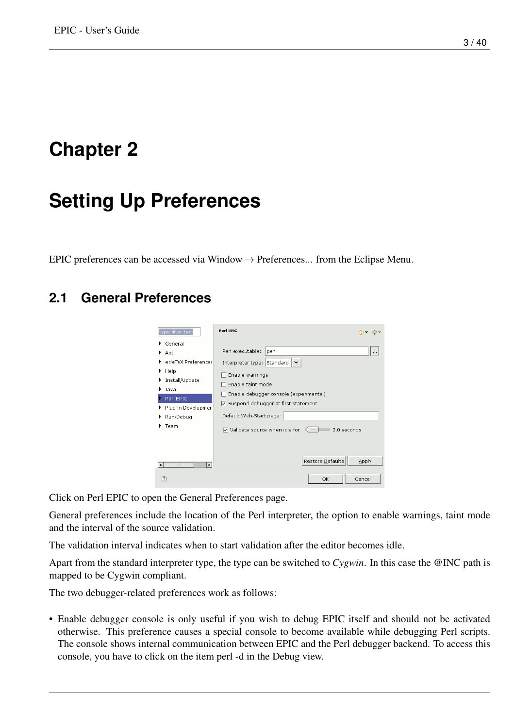# Chapter 2

# Setting Up Preferences

EPIC preferences can be accessed via Window → Preferences... from the Eclipse Menu.

## 2.1 General Preferences

Click on Perl EPIC to open the General Preferences page.

General preferences include the location of the Perl interpreter, the option to enable warnings, taint mode and the interval of the source validation.

The validation interval indicates when to start validation after the editor becomes idle.

Apart from the standard interpreter type, the type can be switched to *Cygwin*. In this case the @INC path is mapped to be Cygwin compliant.

The two debugger-related preferences work as follows:

- Enable debugger console is only useful if you wish to debug EPIC itself and should not be activated otherwise. This preference causes a special console to become available while debugging Perl scripts. The console shows internal communication between EPIC and the Perl debugger backend. To access this console, you have to click on the item perl -d in the Debug view.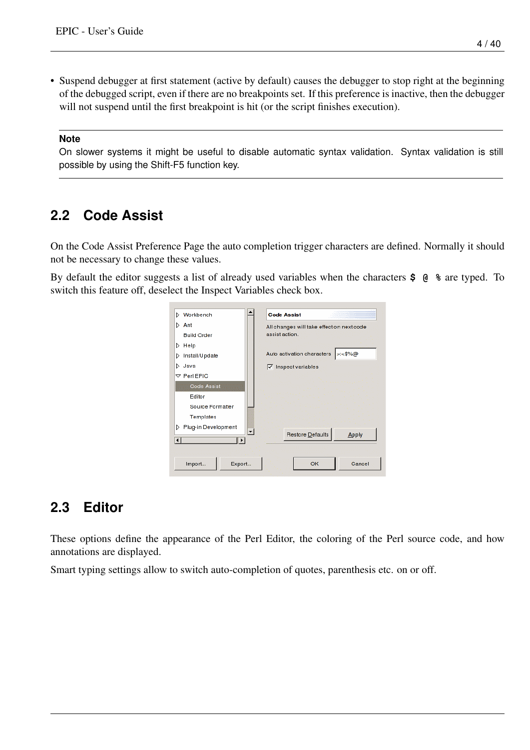- Suspend debugger at first statement (active by default) causes the debugger to stop right at the beginning of the debugged script, even if there are no breakpoints set. If this preference is inactive, then the debugger will not suspend until the first breakpoint is hit (or the script finishes execution).

---

**Note**

On slower systems it might be useful to disable automatic syntax validation. Syntax validation is still possible by using the Shift-F5 function key.

---

## 2.2 Code Assist

On the Code Assist Preference Page the auto completion trigger characters are defined. Normally it should not be necessary to change these values.

By default the editor suggests a list of already used variables when the characters **$ @ %** are typed. To switch this feature off, deselect the Inspect Variables check box.

## 2.3 Editor

These options define the appearance of the Perl Editor, the coloring of the Perl source code, and how annotations are displayed.

Smart typing settings allow to switch auto-completion of quotes, parenthesis etc. on or off.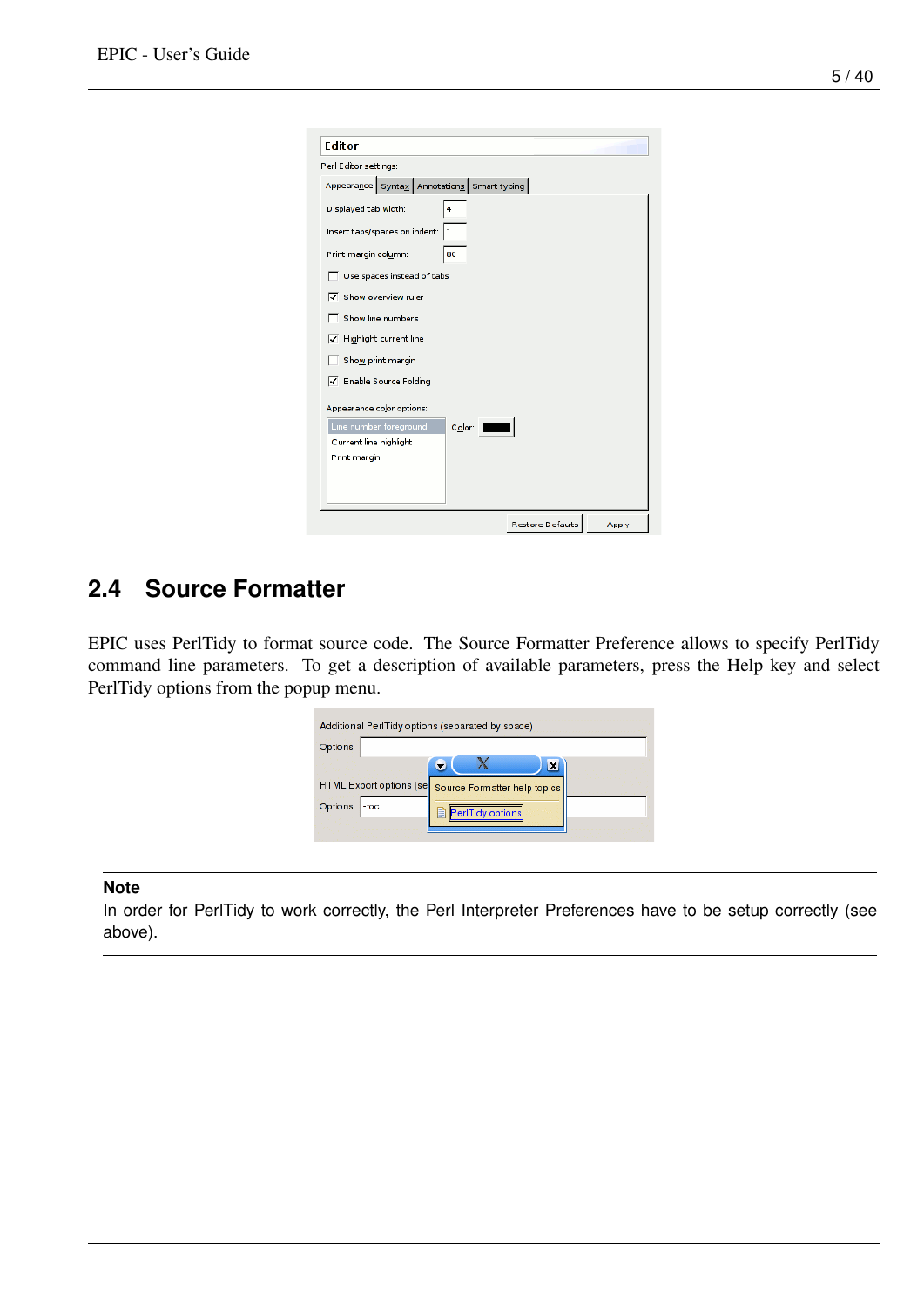## 2.4 Source Formatter

EPIC uses PerlTidy to format source code. The Source Formatter Preference allows to specify PerlTidy command line parameters. To get a description of available parameters, press the Help key and select PerlTidy options from the popup menu.

---

**Note**

In order for PerlTidy to work correctly, the Perl Interpreter Preferences have to be setup correctly (see above).

---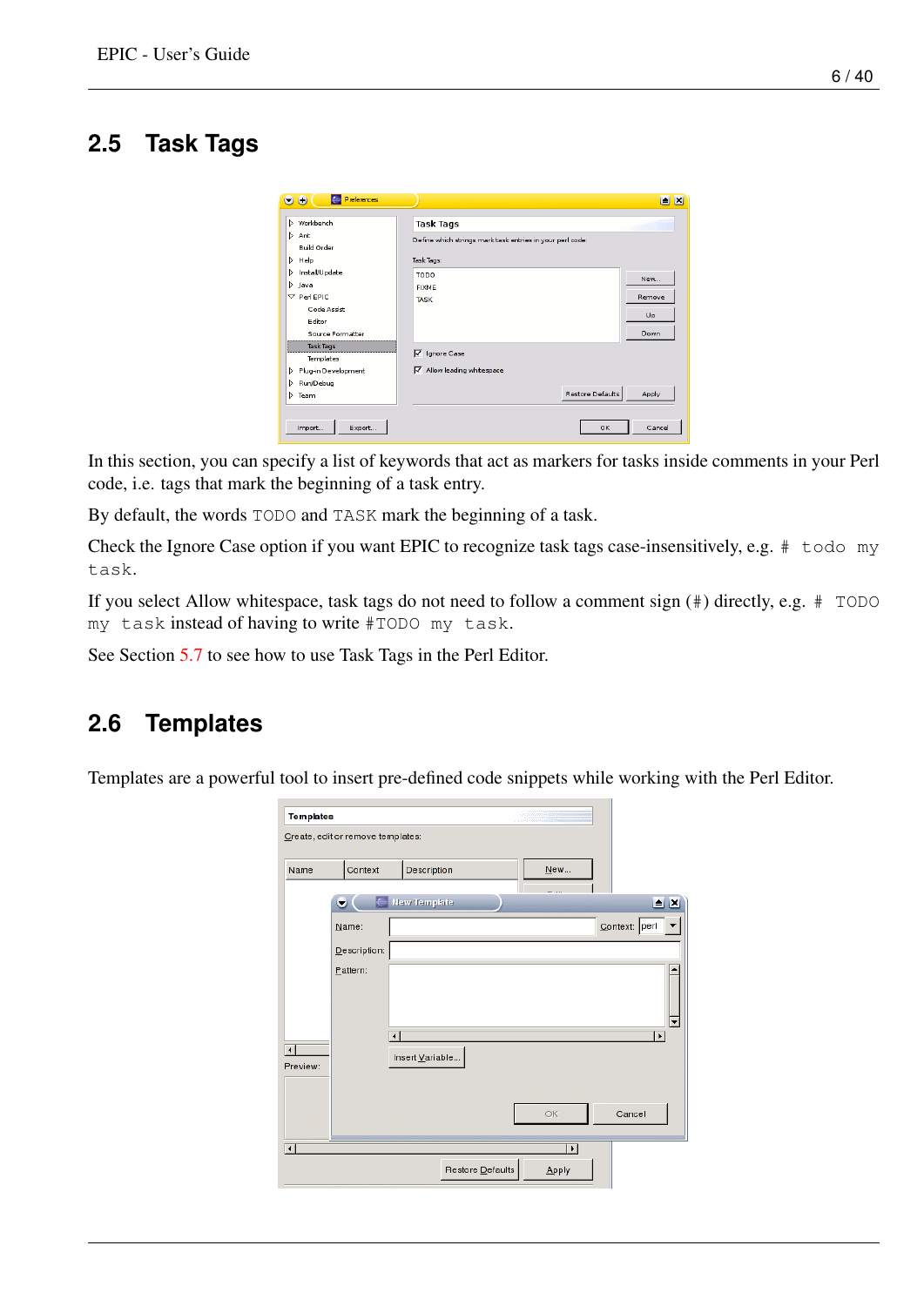## 2.5 Task Tags

In this section, you can specify a list of keywords that act as markers for tasks inside comments in your Perl code, i.e. tags that mark the beginning of a task entry.

By default, the words `TODO` and `TASK` mark the beginning of a task.

Check the Ignore Case option if you want EPIC to recognize task tags case-insensitively, e.g. `# todo my task`.

If you select Allow whitespace, task tags do not need to follow a comment sign (#) directly, e.g. `# TODO my task` instead of having to write `#TODO my task`.

See Section 5.7 to see how to use Task Tags in the Perl Editor.

## 2.6 Templates

Templates are a powerful tool to insert pre-defined code snippets while working with the Perl Editor.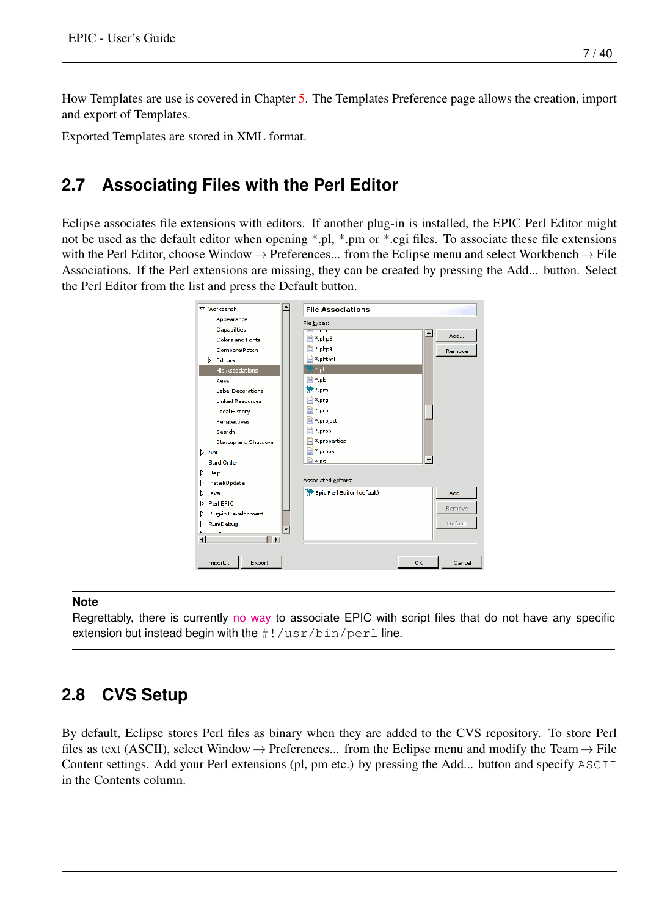How Templates are use is covered in Chapter 5. The Templates Preference page allows the creation, import and export of Templates.

Exported Templates are stored in XML format.

## 2.7 Associating Files with the Perl Editor

Eclipse associates file extensions with editors. If another plug-in is installed, the EPIC Perl Editor might not be used as the default editor when opening *.pl, *.pm or *.cgi files. To associate these file extensions with the Perl Editor, choose Window → Preferences... from the Eclipse menu and select Workbench → File Associations. If the Perl extensions are missing, they can be created by pressing the Add... button. Select the Perl Editor from the list and press the Default button.

> **Note**
>
> Regrettably, there is currently no way to associate EPIC with script files that do not have any specific extension but instead begin with the `#!/usr/bin/perl` line.

## 2.8 CVS Setup

By default, Eclipse stores Perl files as binary when they are added to the CVS repository. To store Perl files as text (ASCII), select Window → Preferences... from the Eclipse menu and modify the Team → File Content settings. Add your Perl extensions (pl, pm etc.) by pressing the Add... button and specify `ASCII` in the Contents column.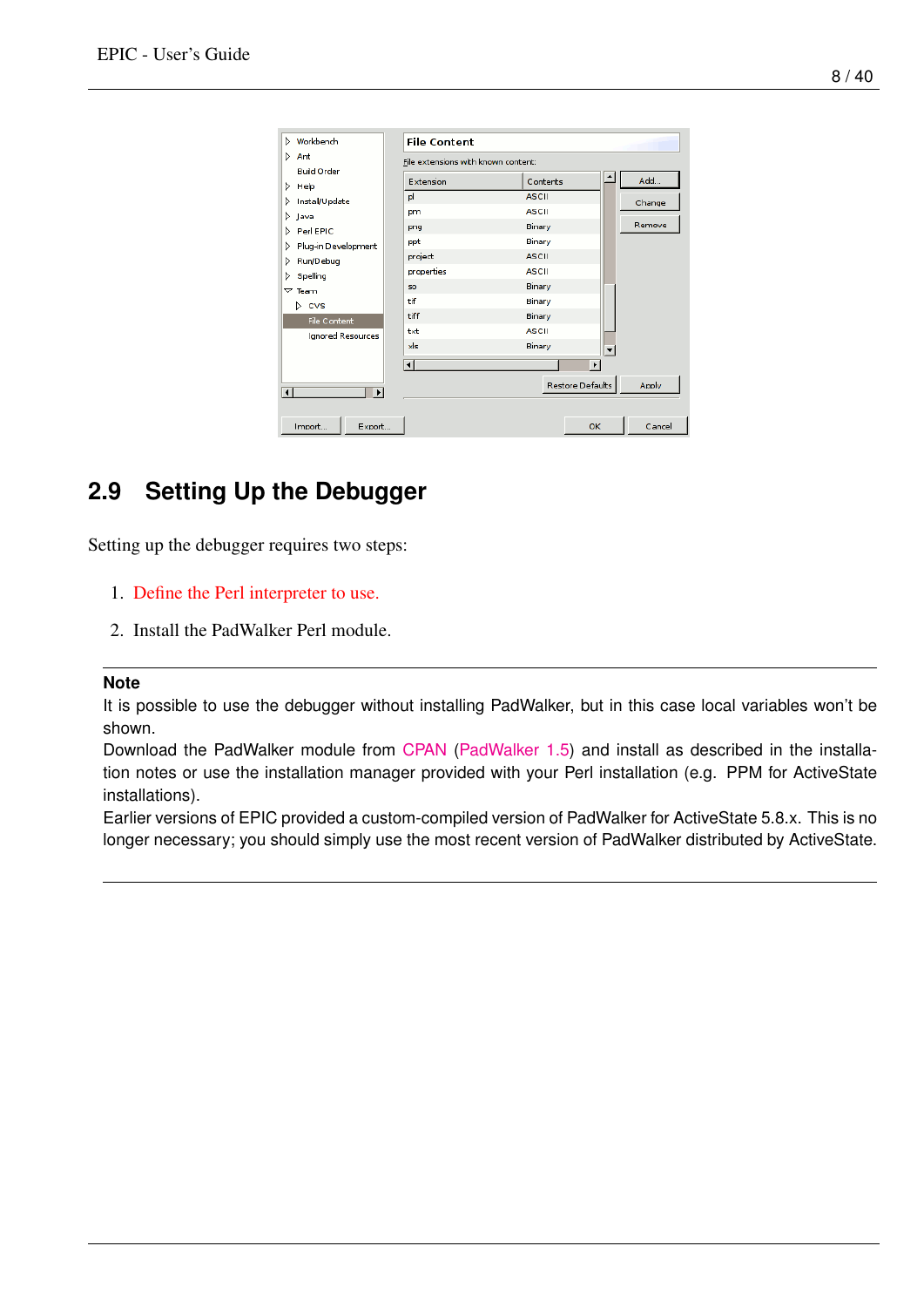## 2.9 Setting Up the Debugger

Setting up the debugger requires two steps:

1. Define the Perl interpreter to use.
2. Install the PadWalker Perl module.

---

**Note**

It is possible to use the debugger without installing PadWalker, but in this case local variables won't be shown.

Download the PadWalker module from CPAN (PadWalker 1.5) and install as described in the installation notes or use the installation manager provided with your Perl installation (e.g. PPM for ActiveState installations).

Earlier versions of EPIC provided a custom-compiled version of PadWalker for ActiveState 5.8.x. This is no longer necessary; you should simply use the most recent version of PadWalker distributed by ActiveState.

---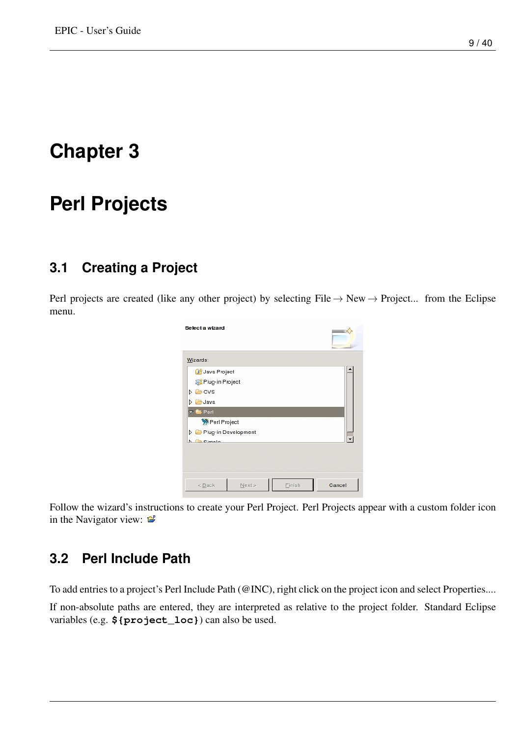# Chapter 3

# Perl Projects

## 3.1 Creating a Project

Perl projects are created (like any other project) by selecting File → New → Project... from the Eclipse menu.

Follow the wizard's instructions to create your Perl Project. Perl Projects appear with a custom folder icon in the Navigator view:

## 3.2 Perl Include Path

To add entries to a project's Perl Include Path (@INC), right click on the project icon and select Properties....

If non-absolute paths are entered, they are interpreted as relative to the project folder. Standard Eclipse variables (e.g. **`${project_loc}`**) can also be used.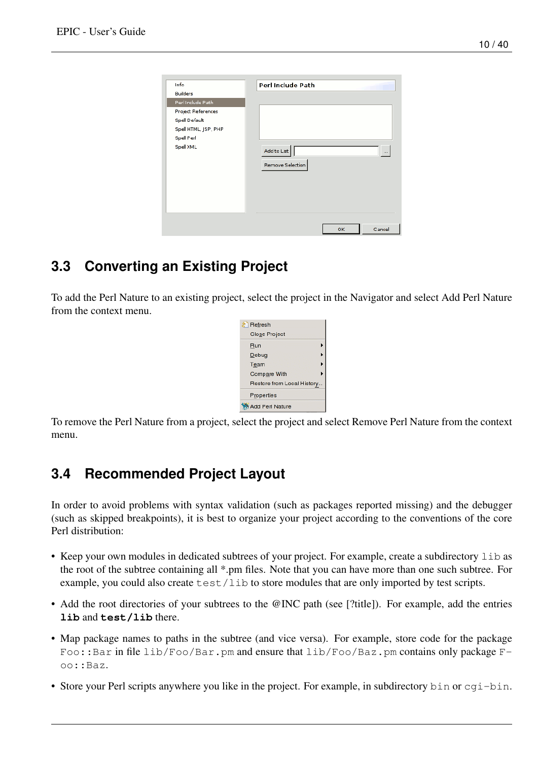## 3.3 Converting an Existing Project

To add the Perl Nature to an existing project, select the project in the Navigator and select Add Perl Nature from the context menu.

To remove the Perl Nature from a project, select the project and select Remove Perl Nature from the context menu.

## 3.4 Recommended Project Layout

In order to avoid problems with syntax validation (such as packages reported missing) and the debugger (such as skipped breakpoints), it is best to organize your project according to the conventions of the core Perl distribution:

- Keep your own modules in dedicated subtrees of your project. For example, create a subdirectory `lib` as the root of the subtree containing all *.pm files. Note that you can have more than one such subtree. For example, you could also create `test/lib` to store modules that are only imported by test scripts.
- Add the root directories of your subtrees to the @INC path (see [?title]). For example, add the entries **`lib`** and **`test/lib`** there.
- Map package names to paths in the subtree (and vice versa). For example, store code for the package `Foo::Bar` in file `lib/Foo/Bar.pm` and ensure that `lib/Foo/Baz.pm` contains only package `Foo::Baz`.
- Store your Perl scripts anywhere you like in the project. For example, in subdirectory `bin` or `cgi-bin`.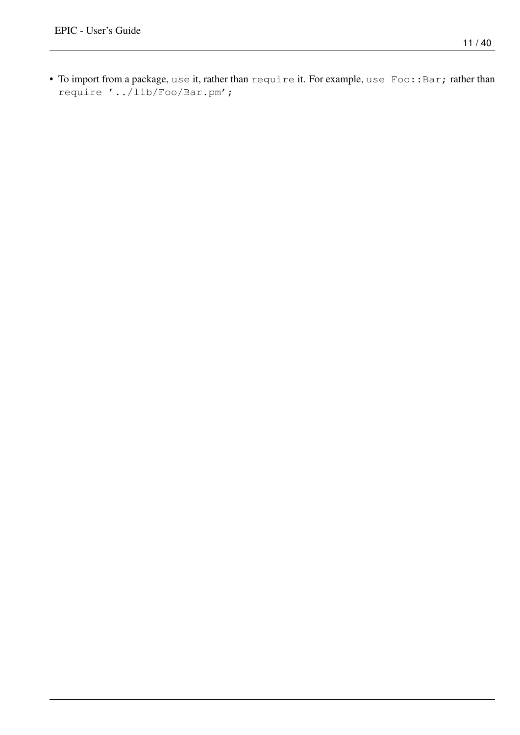- To import from a package, `use` it, rather than `require` it. For example, `use Foo::Bar;` rather than `require '../lib/Foo/Bar.pm';`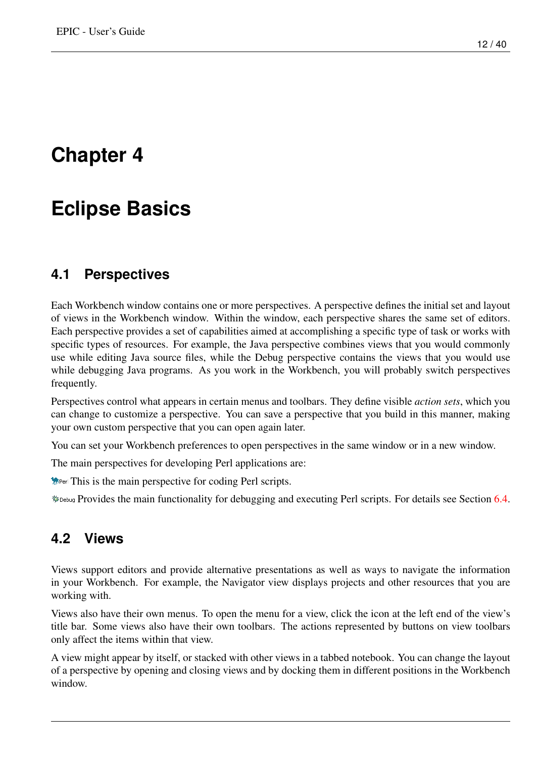# Chapter 4

# Eclipse Basics

## 4.1 Perspectives

Each Workbench window contains one or more perspectives. A perspective defines the initial set and layout of views in the Workbench window. Within the window, each perspective shares the same set of editors. Each perspective provides a set of capabilities aimed at accomplishing a specific type of task or works with specific types of resources. For example, the Java perspective combines views that you would commonly use while editing Java source files, while the Debug perspective contains the views that you would use while debugging Java programs. As you work in the Workbench, you will probably switch perspectives frequently.

Perspectives control what appears in certain menus and toolbars. They define visible *action sets*, which you can change to customize a perspective. You can save a perspective that you build in this manner, making your own custom perspective that you can open again later.

You can set your Workbench preferences to open perspectives in the same window or in a new window.

The main perspectives for developing Perl applications are:

Perl This is the main perspective for coding Perl scripts.

Debug Provides the main functionality for debugging and executing Perl scripts. For details see Section 6.4.

## 4.2 Views

Views support editors and provide alternative presentations as well as ways to navigate the information in your Workbench. For example, the Navigator view displays projects and other resources that you are working with.

Views also have their own menus. To open the menu for a view, click the icon at the left end of the view's title bar. Some views also have their own toolbars. The actions represented by buttons on view toolbars only affect the items within that view.

A view might appear by itself, or stacked with other views in a tabbed notebook. You can change the layout of a perspective by opening and closing views and by docking them in different positions in the Workbench window.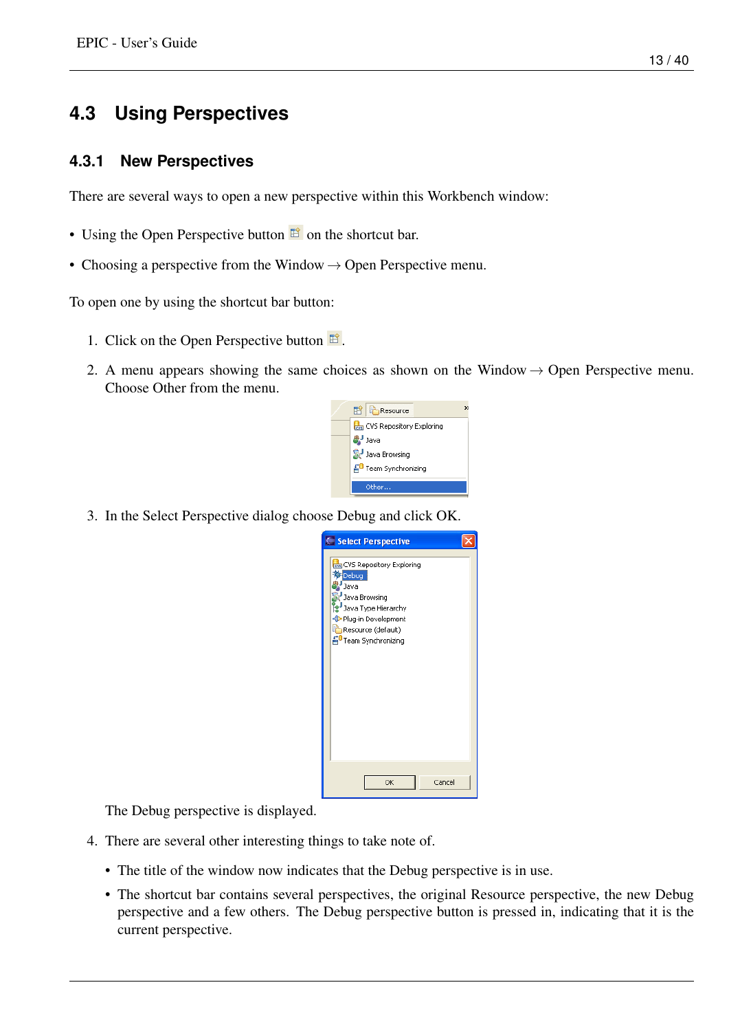## 4.3 Using Perspectives

### 4.3.1 New Perspectives

There are several ways to open a new perspective within this Workbench window:

- Using the Open Perspective button on the shortcut bar.
- Choosing a perspective from the Window → Open Perspective menu.

To open one by using the shortcut bar button:

1. Click on the Open Perspective button .
2. A menu appears showing the same choices as shown on the Window → Open Perspective menu. Choose Other from the menu.
3. In the Select Perspective dialog choose Debug and click OK.

   The Debug perspective is displayed.
4. There are several other interesting things to take note of.
   - The title of the window now indicates that the Debug perspective is in use.
   - The shortcut bar contains several perspectives, the original Resource perspective, the new Debug perspective and a few others. The Debug perspective button is pressed in, indicating that it is the current perspective.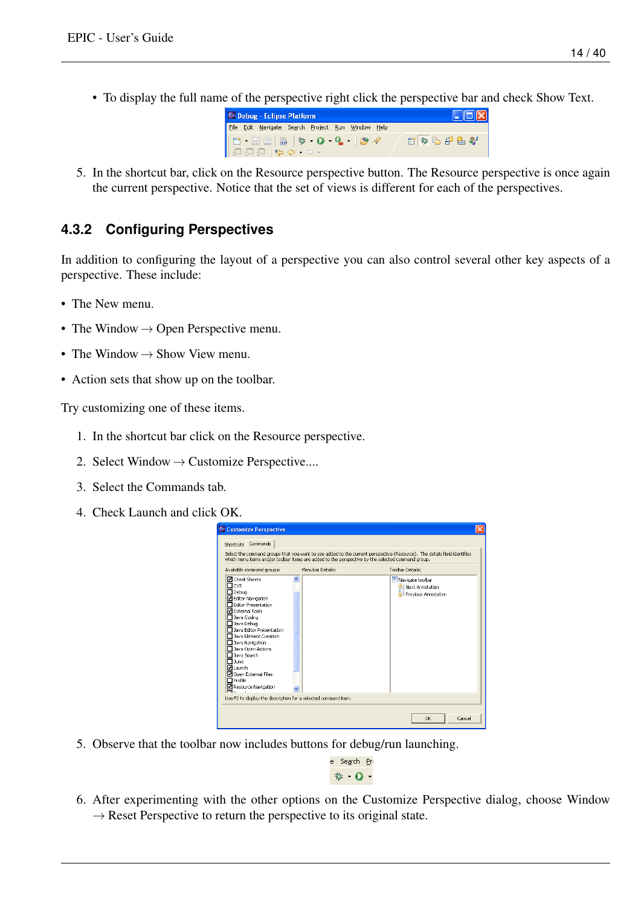- To display the full name of the perspective right click the perspective bar and check Show Text.

5. In the shortcut bar, click on the Resource perspective button. The Resource perspective is once again the current perspective. Notice that the set of views is different for each of the perspectives.

### 4.3.2 Configuring Perspectives

In addition to configuring the layout of a perspective you can also control several other key aspects of a perspective. These include:

- The New menu.
- The Window → Open Perspective menu.
- The Window → Show View menu.
- Action sets that show up on the toolbar.

Try customizing one of these items.

1. In the shortcut bar click on the Resource perspective.
2. Select Window → Customize Perspective....
3. Select the Commands tab.
4. Check Launch and click OK.
5. Observe that the toolbar now includes buttons for debug/run launching.
6. After experimenting with the other options on the Customize Perspective dialog, choose Window → Reset Perspective to return the perspective to its original state.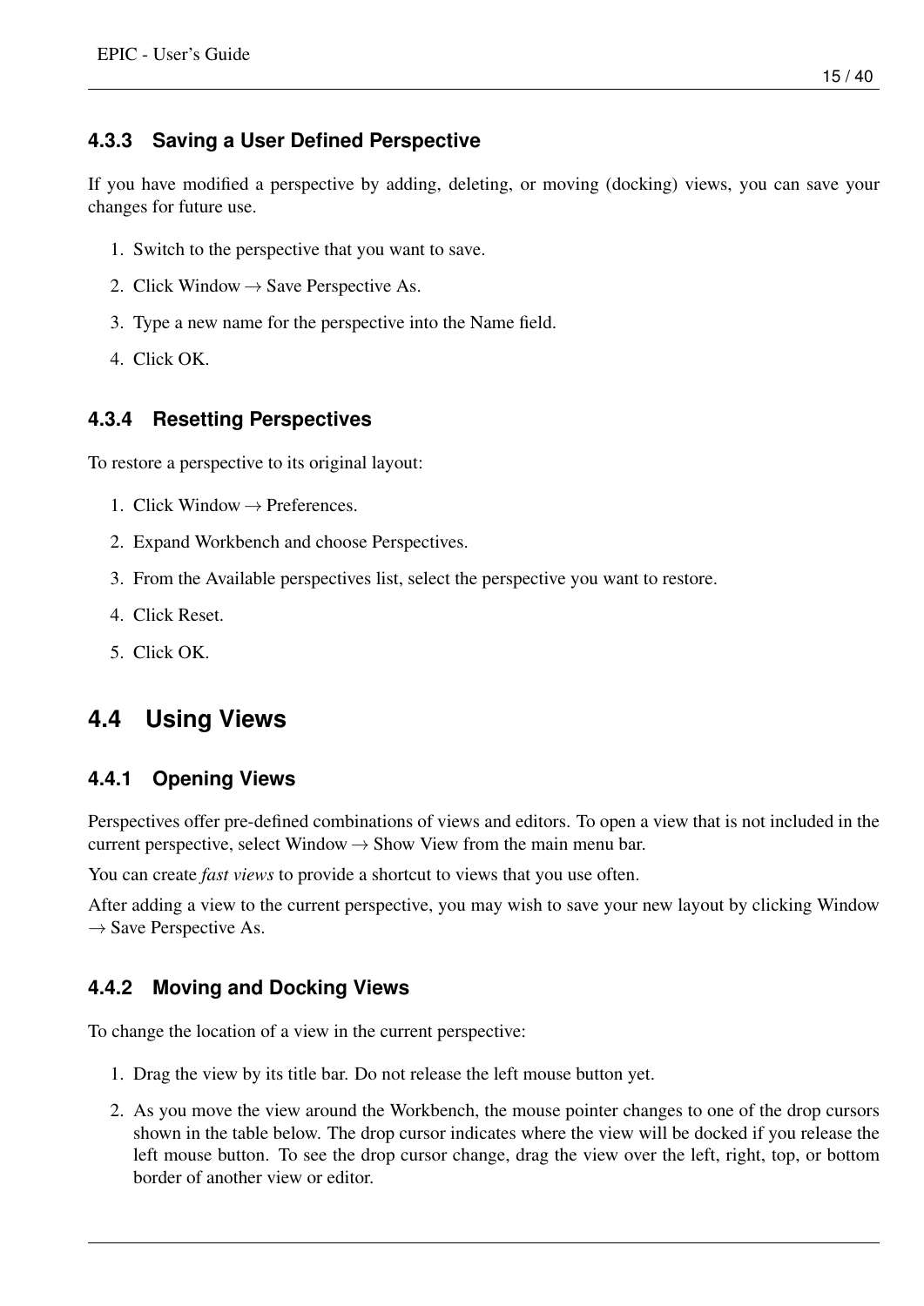#### 4.3.3 Saving a User Defined Perspective

If you have modified a perspective by adding, deleting, or moving (docking) views, you can save your changes for future use.

1. Switch to the perspective that you want to save.
2. Click Window → Save Perspective As.
3. Type a new name for the perspective into the Name field.
4. Click OK.

#### 4.3.4 Resetting Perspectives

To restore a perspective to its original layout:

1. Click Window → Preferences.
2. Expand Workbench and choose Perspectives.
3. From the Available perspectives list, select the perspective you want to restore.
4. Click Reset.
5. Click OK.

### 4.4 Using Views

#### 4.4.1 Opening Views

Perspectives offer pre-defined combinations of views and editors. To open a view that is not included in the current perspective, select Window → Show View from the main menu bar.

You can create *fast views* to provide a shortcut to views that you use often.

After adding a view to the current perspective, you may wish to save your new layout by clicking Window → Save Perspective As.

#### 4.4.2 Moving and Docking Views

To change the location of a view in the current perspective:

1. Drag the view by its title bar. Do not release the left mouse button yet.
2. As you move the view around the Workbench, the mouse pointer changes to one of the drop cursors shown in the table below. The drop cursor indicates where the view will be docked if you release the left mouse button. To see the drop cursor change, drag the view over the left, right, top, or bottom border of another view or editor.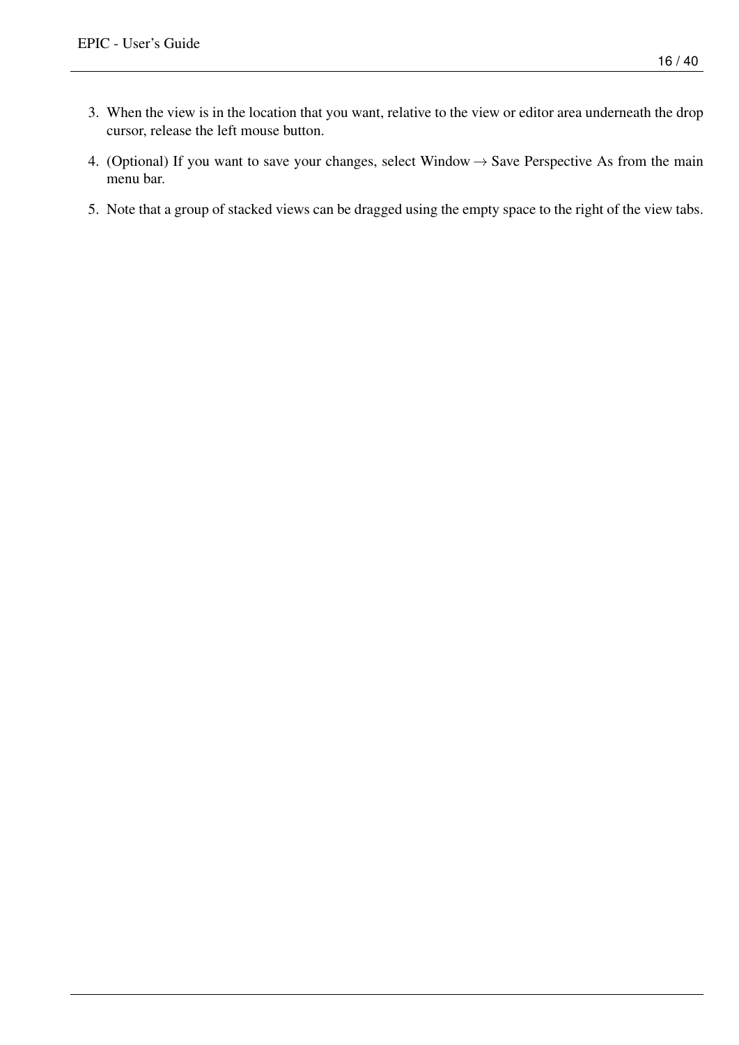3. When the view is in the location that you want, relative to the view or editor area underneath the drop cursor, release the left mouse button.
4. (Optional) If you want to save your changes, select Window → Save Perspective As from the main menu bar.
5. Note that a group of stacked views can be dragged using the empty space to the right of the view tabs.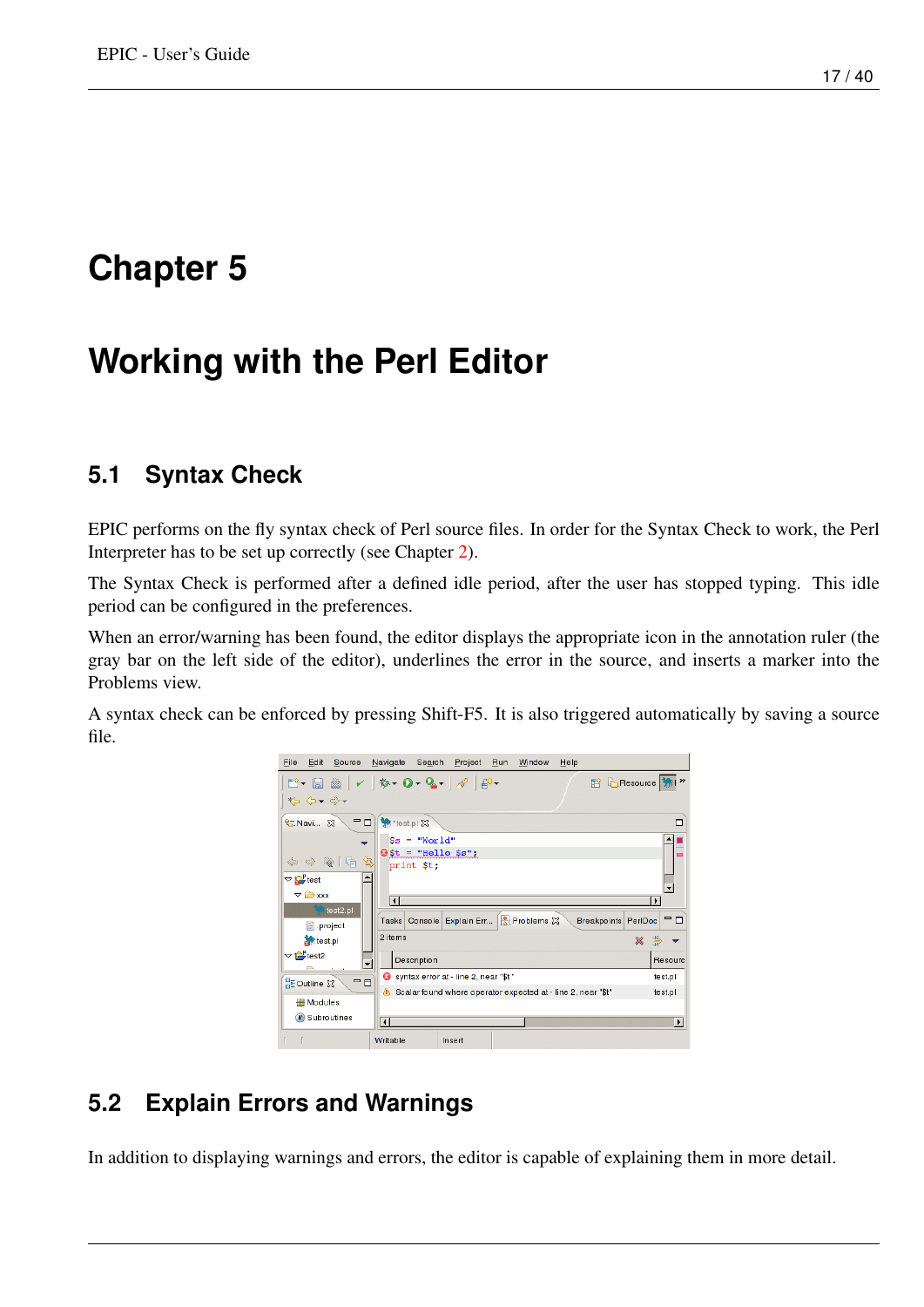# Chapter 5

# Working with the Perl Editor

## 5.1 Syntax Check

EPIC performs on the fly syntax check of Perl source files. In order for the Syntax Check to work, the Perl Interpreter has to be set up correctly (see Chapter 2).

The Syntax Check is performed after a defined idle period, after the user has stopped typing. This idle period can be configured in the preferences.

When an error/warning has been found, the editor displays the appropriate icon in the annotation ruler (the gray bar on the left side of the editor), underlines the error in the source, and inserts a marker into the Problems view.

A syntax check can be enforced by pressing Shift-F5. It is also triggered automatically by saving a source file.

## 5.2 Explain Errors and Warnings

In addition to displaying warnings and errors, the editor is capable of explaining them in more detail.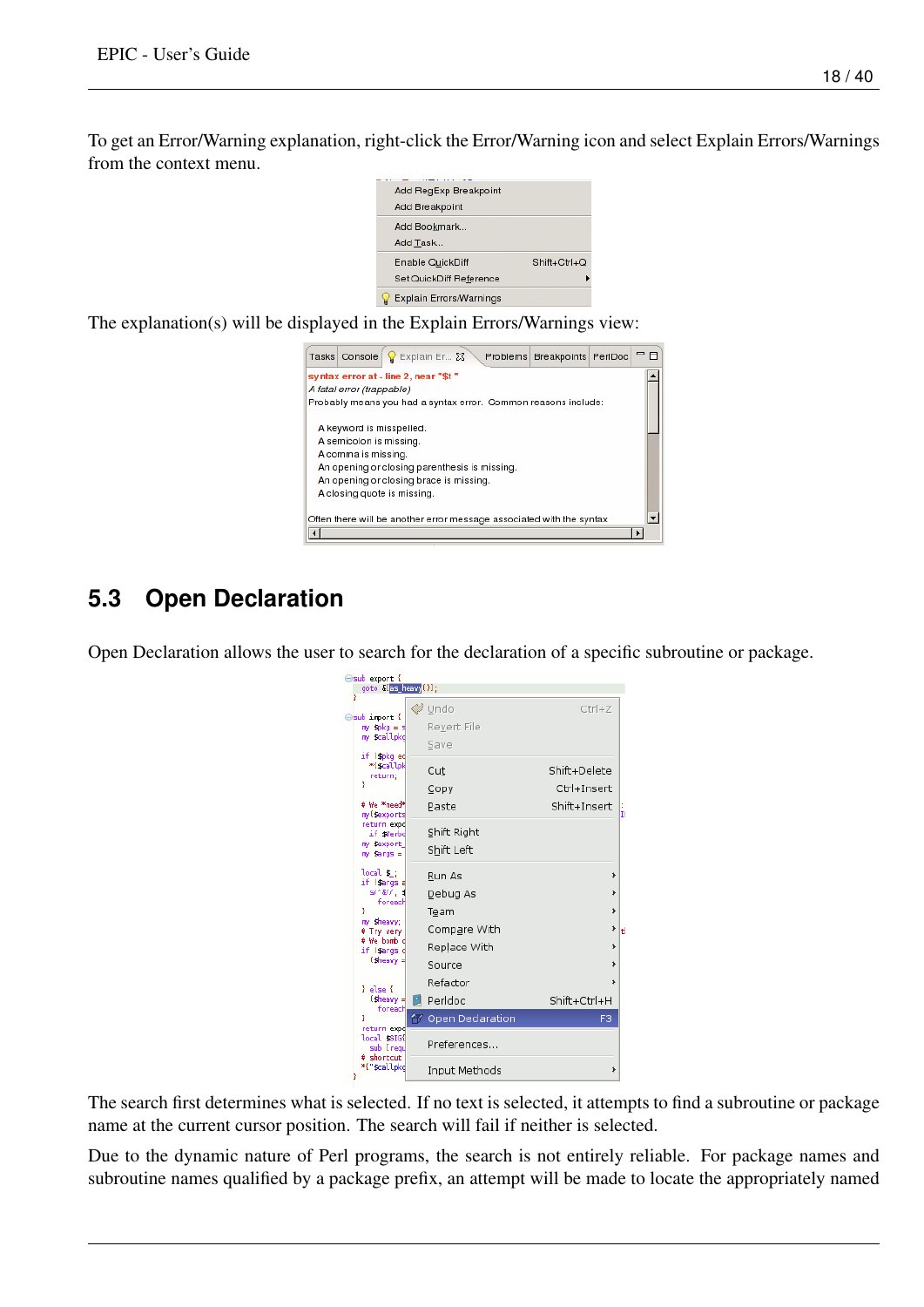To get an Error/Warning explanation, right-click the Error/Warning icon and select Explain Errors/Warnings from the context menu.

The explanation(s) will be displayed in the Explain Errors/Warnings view:

## 5.3 Open Declaration

Open Declaration allows the user to search for the declaration of a specific subroutine or package.

The search first determines what is selected. If no text is selected, it attempts to find a subroutine or package name at the current cursor position. The search will fail if neither is selected.

Due to the dynamic nature of Perl programs, the search is not entirely reliable. For package names and subroutine names qualified by a package prefix, an attempt will be made to locate the appropriately named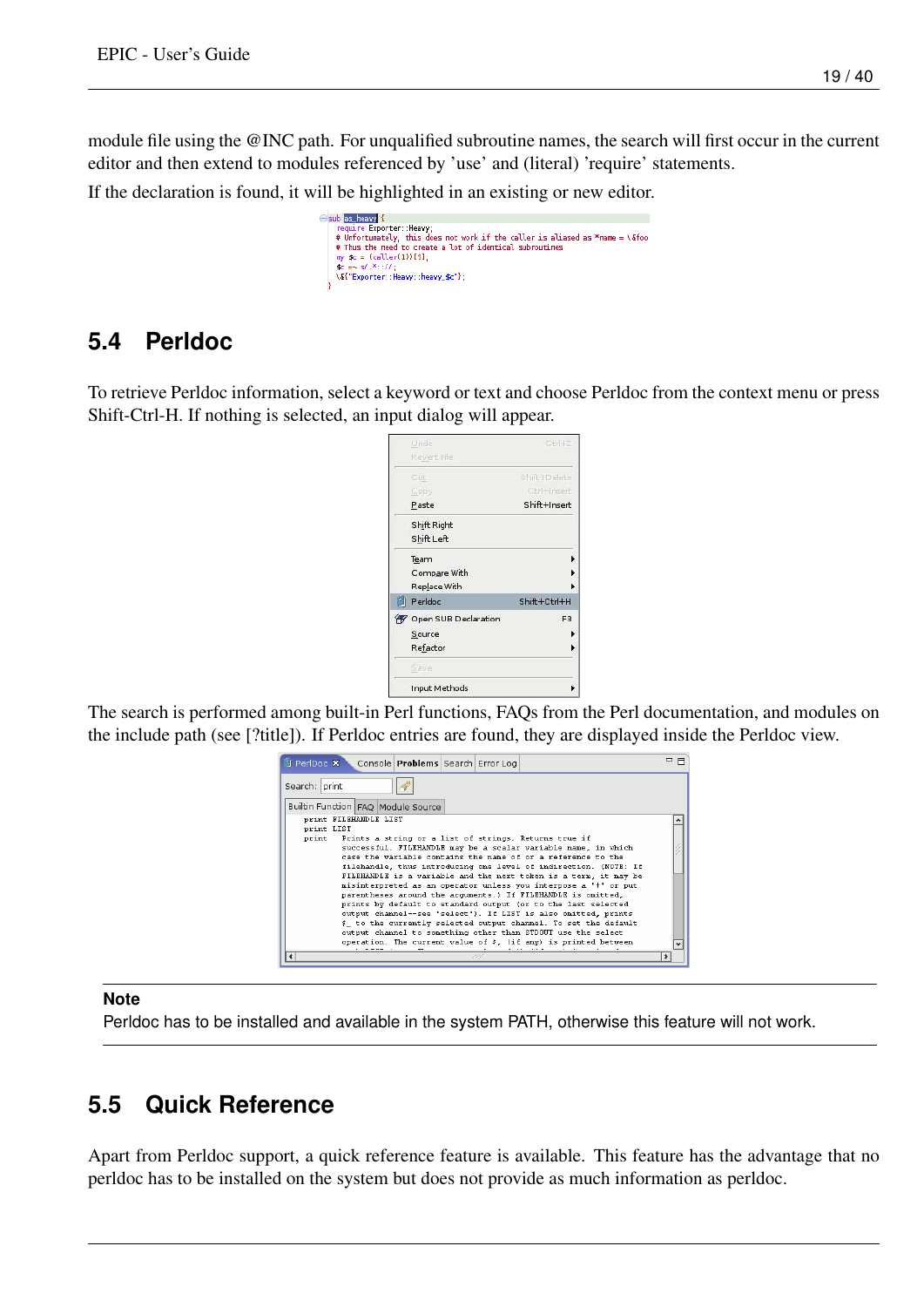module file using the @INC path. For unqualified subroutine names, the search will first occur in the current editor and then extend to modules referenced by 'use' and (literal) 'require' statements.

If the declaration is found, it will be highlighted in an existing or new editor.

## 5.4 Perldoc

To retrieve Perldoc information, select a keyword or text and choose Perldoc from the context menu or press Shift-Ctrl-H. If nothing is selected, an input dialog will appear.

The search is performed among built-in Perl functions, FAQs from the Perl documentation, and modules on the include path (see [?title]). If Perldoc entries are found, they are displayed inside the Perldoc view.

**Note**

Perldoc has to be installed and available in the system PATH, otherwise this feature will not work.

## 5.5 Quick Reference

Apart from Perldoc support, a quick reference feature is available. This feature has the advantage that no perldoc has to be installed on the system but does not provide as much information as perldoc.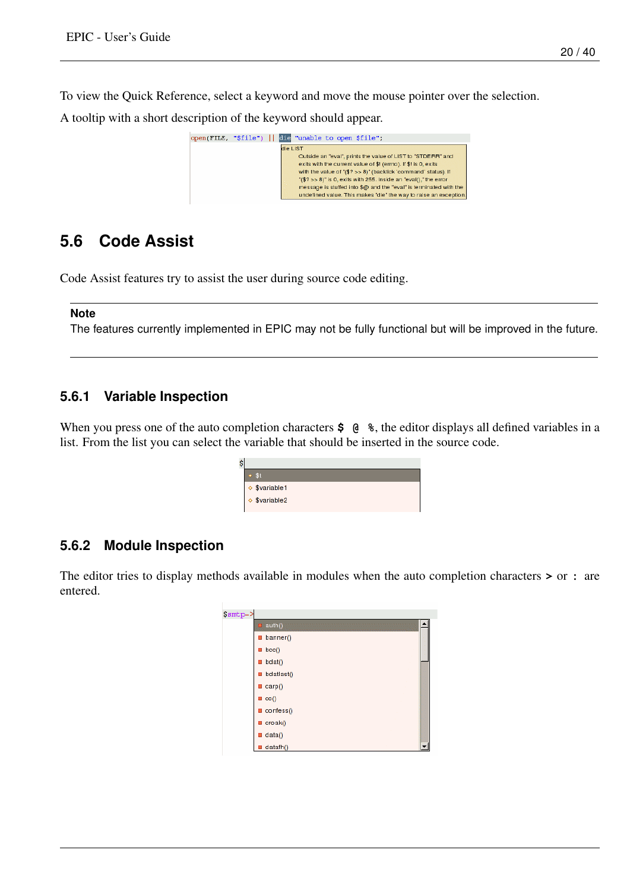To view the Quick Reference, select a keyword and move the mouse pointer over the selection.

A tooltip with a short description of the keyword should appear.

## 5.6 Code Assist

Code Assist features try to assist the user during source code editing.

**Note**

The features currently implemented in EPIC may not be fully functional but will be improved in the future.

### 5.6.1 Variable Inspection

When you press one of the auto completion characters **$ @ %**, the editor displays all defined variables in a list. From the list you can select the variable that should be inserted in the source code.

### 5.6.2 Module Inspection

The editor tries to display methods available in modules when the auto completion characters **>** or **:** are entered.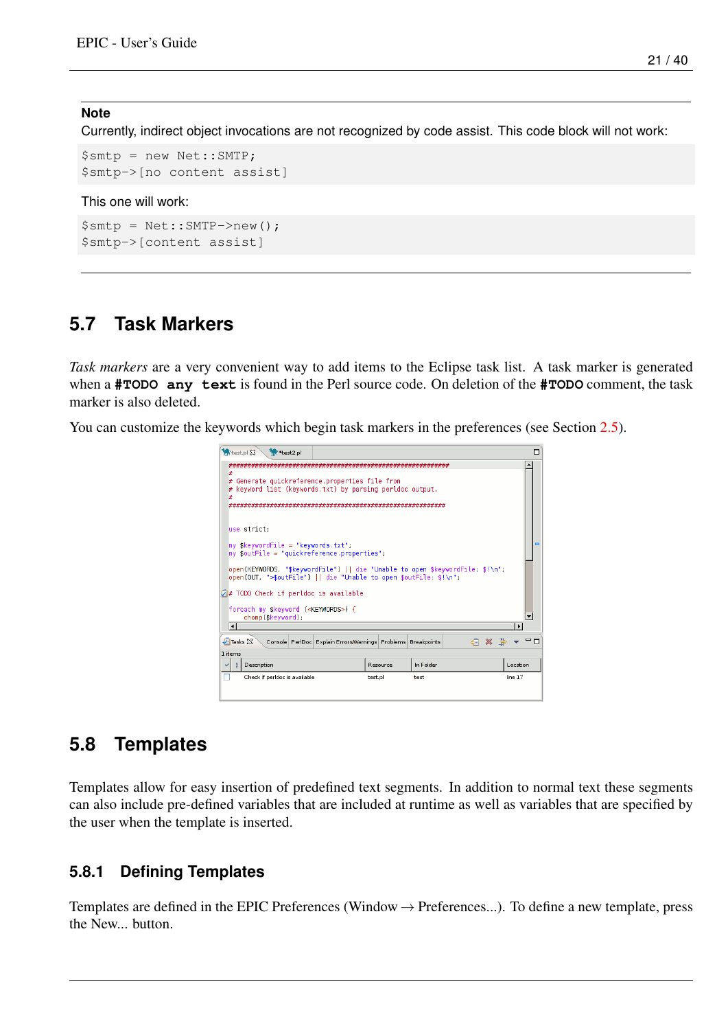**Note**

Currently, indirect object invocations are not recognized by code assist. This code block will not work:

```
$smtp = new Net::SMTP;
$smtp->[no content assist]
```

This one will work:

```
$smtp = Net::SMTP->new();
$smtp->[content assist]
```

## 5.7 Task Markers

*Task markers* are a very convenient way to add items to the Eclipse task list. A task marker is generated when a **`#TODO any text`** is found in the Perl source code. On deletion of the **`#TODO`** comment, the task marker is also deleted.

You can customize the keywords which begin task markers in the preferences (see Section 2.5).

## 5.8 Templates

Templates allow for easy insertion of predefined text segments. In addition to normal text these segments can also include pre-defined variables that are included at runtime as well as variables that are specified by the user when the template is inserted.

### 5.8.1 Defining Templates

Templates are defined in the EPIC Preferences (Window → Preferences...). To define a new template, press the New... button.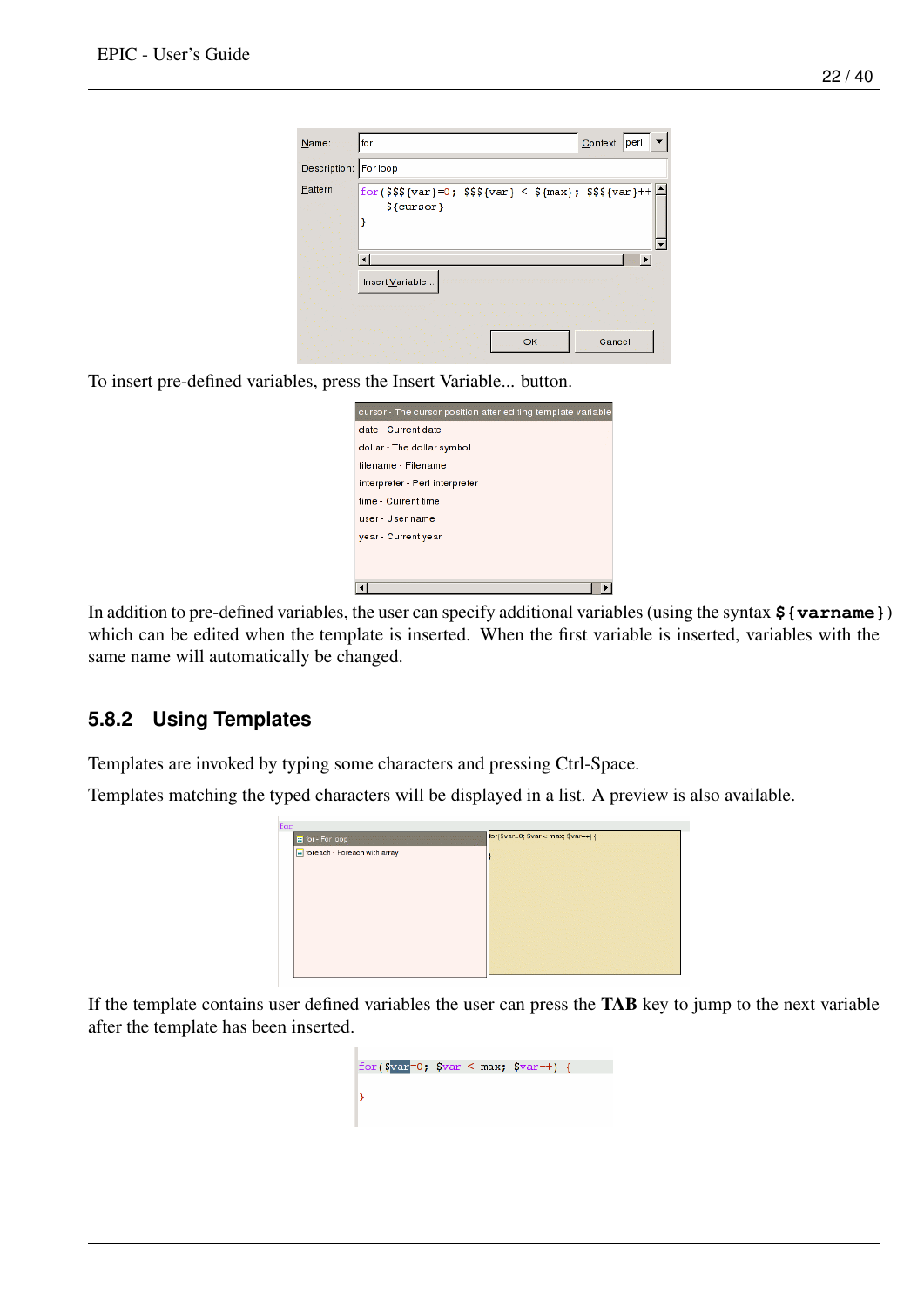To insert pre-defined variables, press the Insert Variable... button.

In addition to pre-defined variables, the user can specify additional variables (using the syntax **`${varname}`**) which can be edited when the template is inserted. When the first variable is inserted, variables with the same name will automatically be changed.

### 5.8.2 Using Templates

Templates are invoked by typing some characters and pressing Ctrl-Space.

Templates matching the typed characters will be displayed in a list. A preview is also available.

If the template contains user defined variables the user can press the **TAB** key to jump to the next variable after the template has been inserted.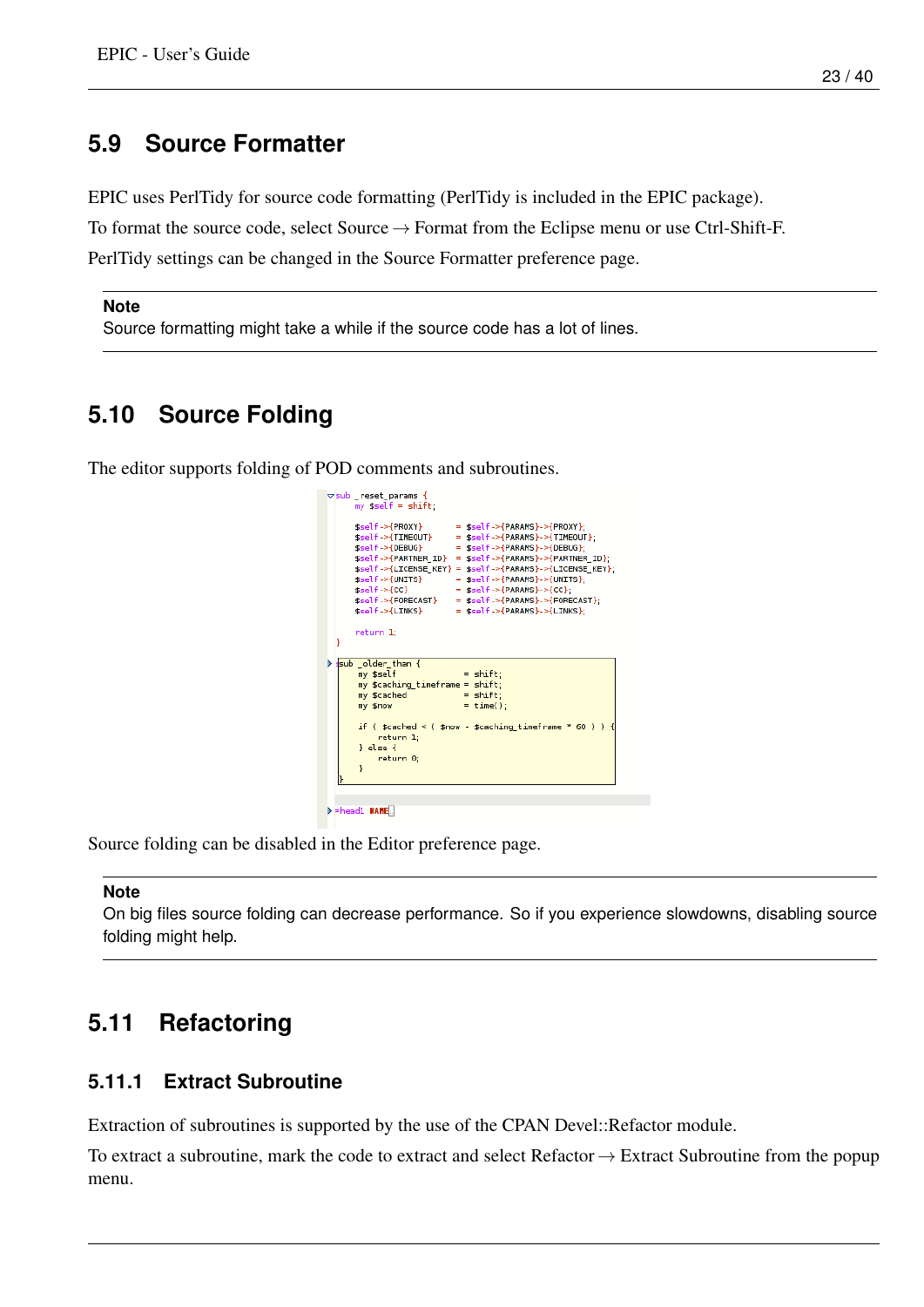## 5.9 Source Formatter

EPIC uses PerlTidy for source code formatting (PerlTidy is included in the EPIC package).

To format the source code, select Source → Format from the Eclipse menu or use Ctrl-Shift-F.

PerlTidy settings can be changed in the Source Formatter preference page.

---

**Note**
Source formatting might take a while if the source code has a lot of lines.

---

## 5.10 Source Folding

The editor supports folding of POD comments and subroutines.

Source folding can be disabled in the Editor preference page.

---

**Note**
On big files source folding can decrease performance. So if you experience slowdowns, disabling source folding might help.

---

## 5.11 Refactoring

### 5.11.1 Extract Subroutine

Extraction of subroutines is supported by the use of the CPAN Devel::Refactor module.

To extract a subroutine, mark the code to extract and select Refactor → Extract Subroutine from the popup menu.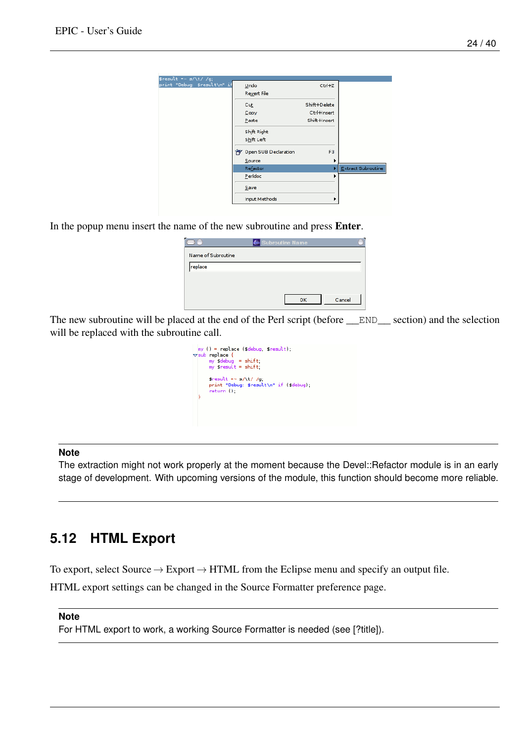In the popup menu insert the name of the new subroutine and press **Enter**.

The new subroutine will be placed at the end of the Perl script (before `__END__` section) and the selection will be replaced with the subroutine call.

**Note**

The extraction might not work properly at the moment because the Devel::Refactor module is in an early stage of development. With upcoming versions of the module, this function should become more reliable.

## 5.12 HTML Export

To export, select Source → Export → HTML from the Eclipse menu and specify an output file.

HTML export settings can be changed in the Source Formatter preference page.

**Note**

For HTML export to work, a working Source Formatter is needed (see [?title]).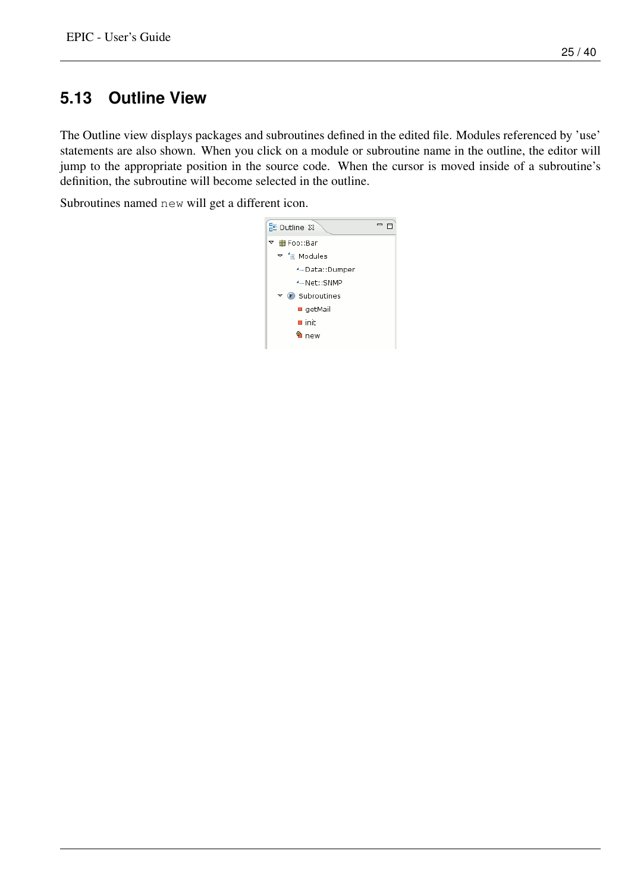## 5.13 Outline View

The Outline view displays packages and subroutines defined in the edited file. Modules referenced by 'use' statements are also shown. When you click on a module or subroutine name in the outline, the editor will jump to the appropriate position in the source code. When the cursor is moved inside of a subroutine's definition, the subroutine will become selected in the outline.

Subroutines named `new` will get a different icon.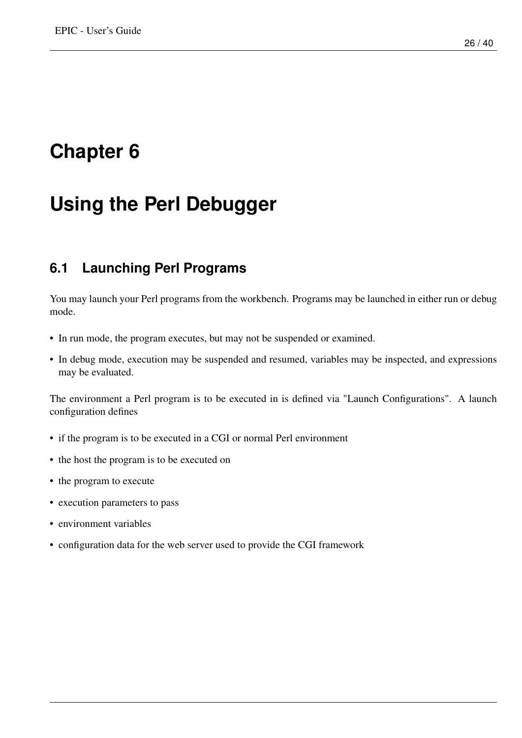# Chapter 6

# Using the Perl Debugger

## 6.1 Launching Perl Programs

You may launch your Perl programs from the workbench. Programs may be launched in either run or debug mode.

- In run mode, the program executes, but may not be suspended or examined.
- In debug mode, execution may be suspended and resumed, variables may be inspected, and expressions may be evaluated.

The environment a Perl program is to be executed in is defined via "Launch Configurations". A launch configuration defines

- if the program is to be executed in a CGI or normal Perl environment
- the host the program is to be executed on
- the program to execute
- execution parameters to pass
- environment variables
- configuration data for the web server used to provide the CGI framework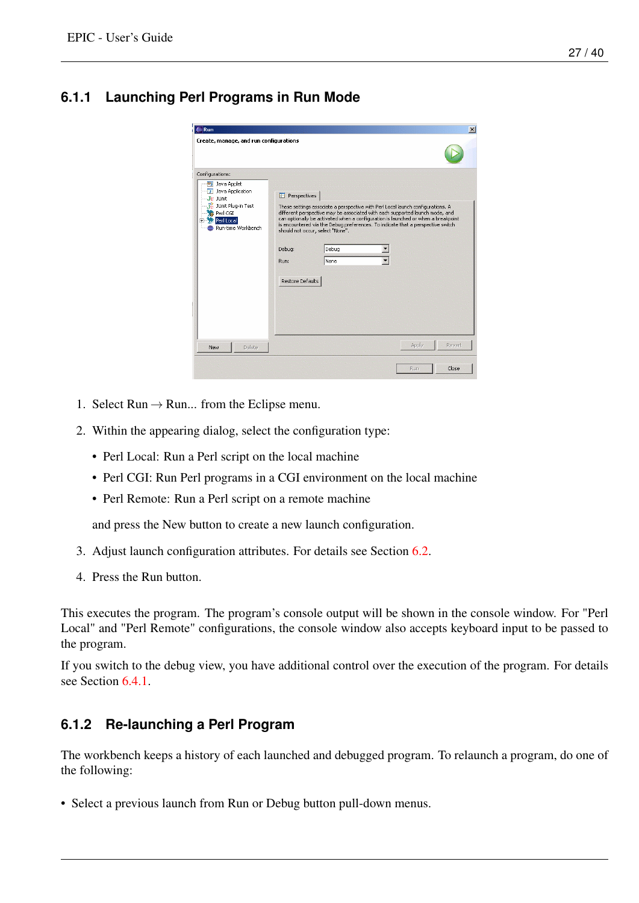### 6.1.1 Launching Perl Programs in Run Mode

1. Select Run → Run... from the Eclipse menu.
2. Within the appearing dialog, select the configuration type:
   - Perl Local: Run a Perl script on the local machine
   - Perl CGI: Run Perl programs in a CGI environment on the local machine
   - Perl Remote: Run a Perl script on a remote machine

   and press the New button to create a new launch configuration.
3. Adjust launch configuration attributes. For details see Section 6.2.
4. Press the Run button.

This executes the program. The program's console output will be shown in the console window. For "Perl Local" and "Perl Remote" configurations, the console window also accepts keyboard input to be passed to the program.

If you switch to the debug view, you have additional control over the execution of the program. For details see Section 6.4.1.

### 6.1.2 Re-launching a Perl Program

The workbench keeps a history of each launched and debugged program. To relaunch a program, do one of the following:

- Select a previous launch from Run or Debug button pull-down menus.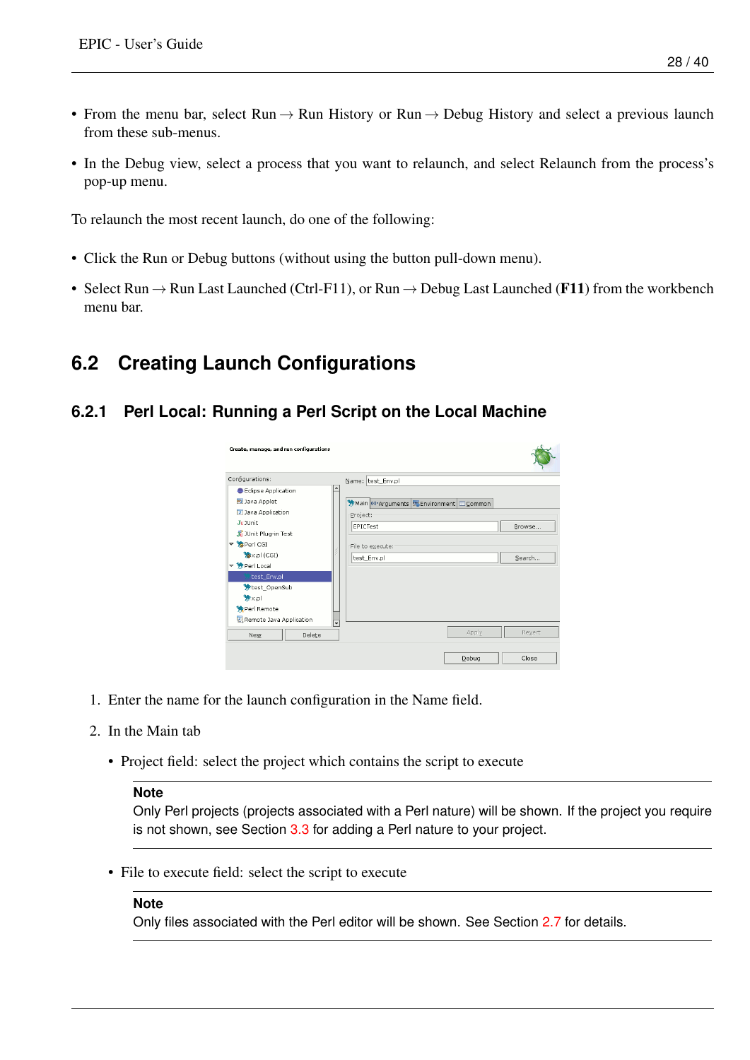- From the menu bar, select Run → Run History or Run → Debug History and select a previous launch from these sub-menus.
- In the Debug view, select a process that you want to relaunch, and select Relaunch from the process's pop-up menu.

To relaunch the most recent launch, do one of the following:

- Click the Run or Debug buttons (without using the button pull-down menu).
- Select Run → Run Last Launched (Ctrl-F11), or Run → Debug Last Launched (**F11**) from the workbench menu bar.

## 6.2 Creating Launch Configurations

### 6.2.1 Perl Local: Running a Perl Script on the Local Machine

1. Enter the name for the launch configuration in the Name field.
2. In the Main tab

   - Project field: select the project which contains the script to execute

   **Note**
   Only Perl projects (projects associated with a Perl nature) will be shown. If the project you require is not shown, see Section 3.3 for adding a Perl nature to your project.

   - File to execute field: select the script to execute

   **Note**
   Only files associated with the Perl editor will be shown. See Section 2.7 for details.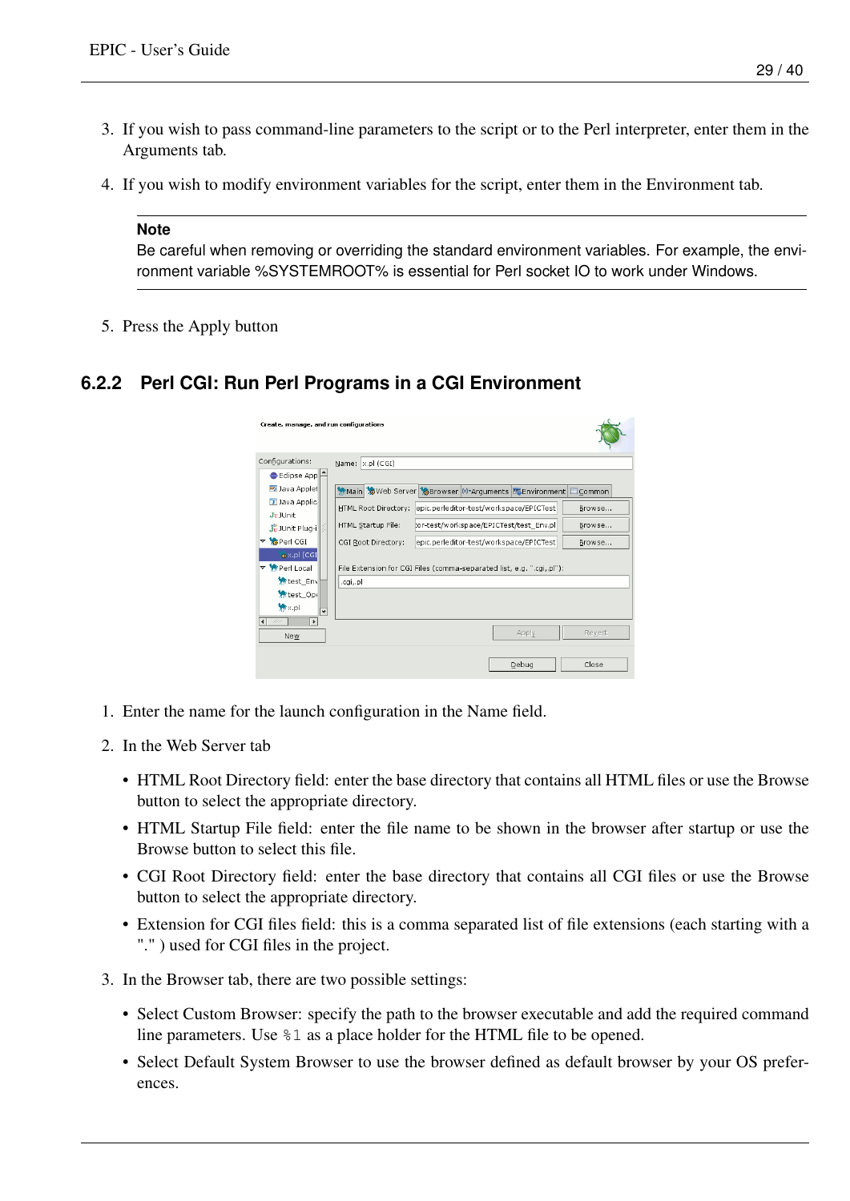3. If you wish to pass command-line parameters to the script or to the Perl interpreter, enter them in the Arguments tab.

4. If you wish to modify environment variables for the script, enter them in the Environment tab.

> **Note**
>
> Be careful when removing or overriding the standard environment variables. For example, the environment variable %SYSTEMROOT% is essential for Perl socket IO to work under Windows.

5. Press the Apply button

### 6.2.2 Perl CGI: Run Perl Programs in a CGI Environment

1. Enter the name for the launch configuration in the Name field.

2. In the Web Server tab

   - HTML Root Directory field: enter the base directory that contains all HTML files or use the Browse button to select the appropriate directory.
   - HTML Startup File field: enter the file name to be shown in the browser after startup or use the Browse button to select this file.
   - CGI Root Directory field: enter the base directory that contains all CGI files or use the Browse button to select the appropriate directory.
   - Extension for CGI files field: this is a comma separated list of file extensions (each starting with a "." ) used for CGI files in the project.

3. In the Browser tab, there are two possible settings:

   - Select Custom Browser: specify the path to the browser executable and add the required command line parameters. Use `%1` as a place holder for the HTML file to be opened.
   - Select Default System Browser to use the browser defined as default browser by your OS preferences.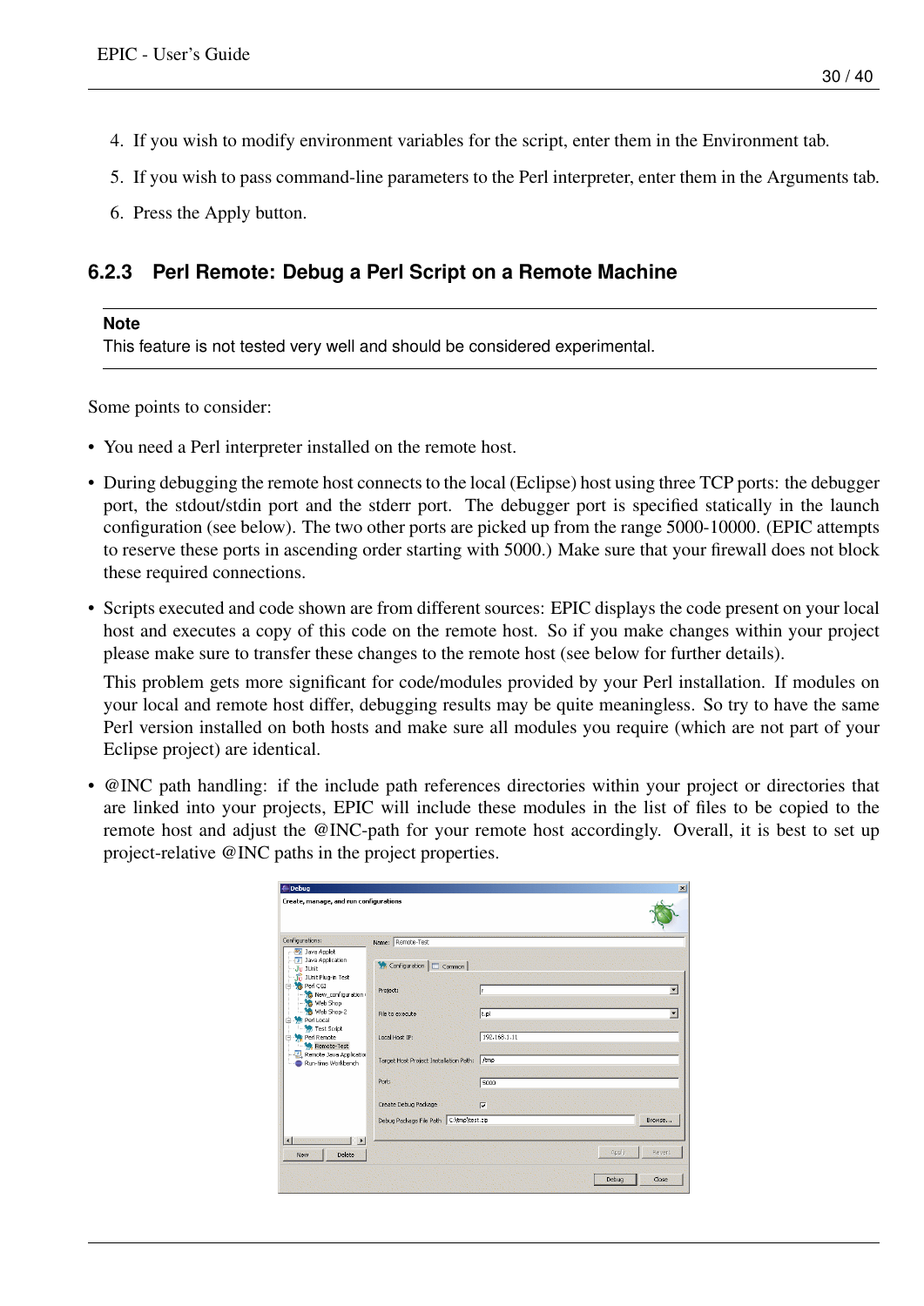4. If you wish to modify environment variables for the script, enter them in the Environment tab.
5. If you wish to pass command-line parameters to the Perl interpreter, enter them in the Arguments tab.
6. Press the Apply button.

### 6.2.3 Perl Remote: Debug a Perl Script on a Remote Machine

> **Note**
> This feature is not tested very well and should be considered experimental.

Some points to consider:

- You need a Perl interpreter installed on the remote host.
- During debugging the remote host connects to the local (Eclipse) host using three TCP ports: the debugger port, the stdout/stdin port and the stderr port. The debugger port is specified statically in the launch configuration (see below). The two other ports are picked up from the range 5000-10000. (EPIC attempts to reserve these ports in ascending order starting with 5000.) Make sure that your firewall does not block these required connections.
- Scripts executed and code shown are from different sources: EPIC displays the code present on your local host and executes a copy of this code on the remote host. So if you make changes within your project please make sure to transfer these changes to the remote host (see below for further details).

  This problem gets more significant for code/modules provided by your Perl installation. If modules on your local and remote host differ, debugging results may be quite meaningless. So try to have the same Perl version installed on both hosts and make sure all modules you require (which are not part of your Eclipse project) are identical.
- @INC path handling: if the include path references directories within your project or directories that are linked into your projects, EPIC will include these modules in the list of files to be copied to the remote host and adjust the @INC-path for your remote host accordingly. Overall, it is best to set up project-relative @INC paths in the project properties.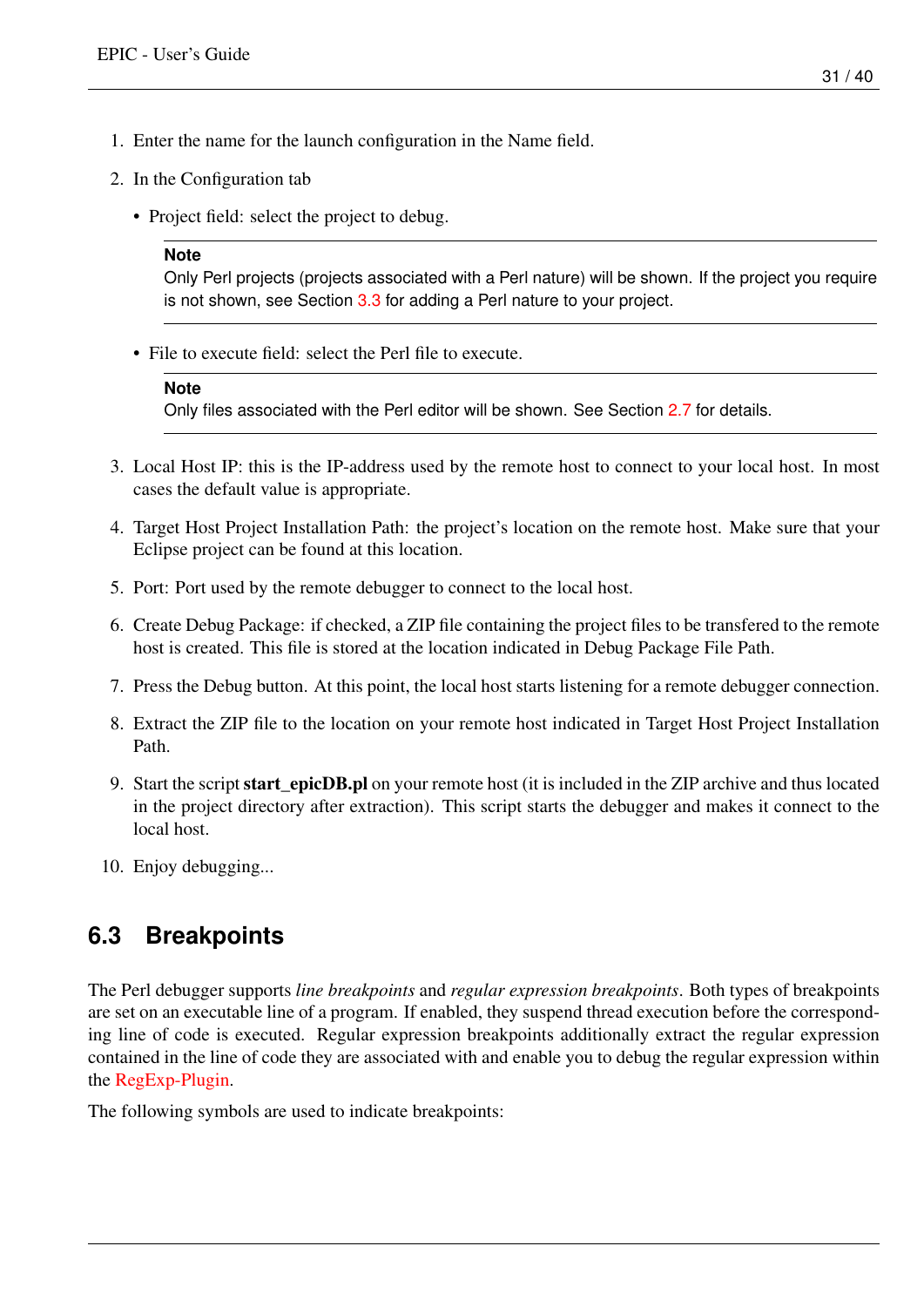1. Enter the name for the launch configuration in the Name field.
2. In the Configuration tab
   - Project field: select the project to debug.

     > **Note**
     > Only Perl projects (projects associated with a Perl nature) will be shown. If the project you require is not shown, see Section 3.3 for adding a Perl nature to your project.

   - File to execute field: select the Perl file to execute.

     > **Note**
     > Only files associated with the Perl editor will be shown. See Section 2.7 for details.

3. Local Host IP: this is the IP-address used by the remote host to connect to your local host. In most cases the default value is appropriate.
4. Target Host Project Installation Path: the project's location on the remote host. Make sure that your Eclipse project can be found at this location.
5. Port: Port used by the remote debugger to connect to the local host.
6. Create Debug Package: if checked, a ZIP file containing the project files to be transfered to the remote host is created. This file is stored at the location indicated in Debug Package File Path.
7. Press the Debug button. At this point, the local host starts listening for a remote debugger connection.
8. Extract the ZIP file to the location on your remote host indicated in Target Host Project Installation Path.
9. Start the script **start_epicDB.pl** on your remote host (it is included in the ZIP archive and thus located in the project directory after extraction). This script starts the debugger and makes it connect to the local host.
10. Enjoy debugging...

## 6.3 Breakpoints

The Perl debugger supports *line breakpoints* and *regular expression breakpoints*. Both types of breakpoints are set on an executable line of a program. If enabled, they suspend thread execution before the corresponding line of code is executed. Regular expression breakpoints additionally extract the regular expression contained in the line of code they are associated with and enable you to debug the regular expression within the RegExp-Plugin.

The following symbols are used to indicate breakpoints: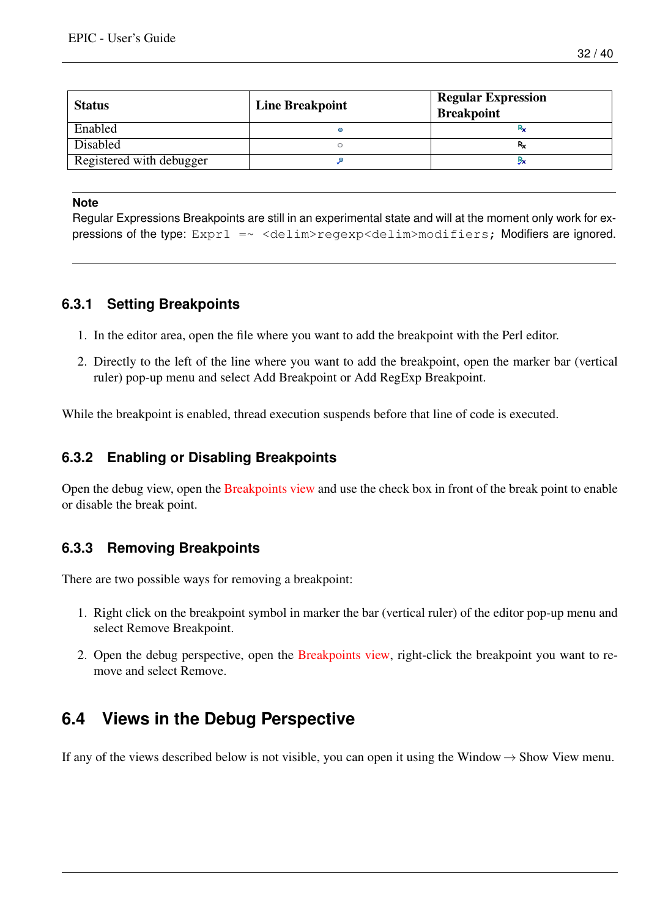| Status | Line Breakpoint | Regular Expression Breakpoint |
|---|---|---|
| Enabled | | |
| Disabled | | |
| Registered with debugger | | |

**Note**

Regular Expressions Breakpoints are still in an experimental state and will at the moment only work for expressions of the type: `Expr1 =~ <delim>regexp<delim>modifiers;` Modifiers are ignored.

### 6.3.1 Setting Breakpoints

1. In the editor area, open the file where you want to add the breakpoint with the Perl editor.
2. Directly to the left of the line where you want to add the breakpoint, open the marker bar (vertical ruler) pop-up menu and select Add Breakpoint or Add RegExp Breakpoint.

While the breakpoint is enabled, thread execution suspends before that line of code is executed.

### 6.3.2 Enabling or Disabling Breakpoints

Open the debug view, open the Breakpoints view and use the check box in front of the break point to enable or disable the break point.

### 6.3.3 Removing Breakpoints

There are two possible ways for removing a breakpoint:

1. Right click on the breakpoint symbol in marker the bar (vertical ruler) of the editor pop-up menu and select Remove Breakpoint.
2. Open the debug perspective, open the Breakpoints view, right-click the breakpoint you want to remove and select Remove.

## 6.4 Views in the Debug Perspective

If any of the views described below is not visible, you can open it using the Window → Show View menu.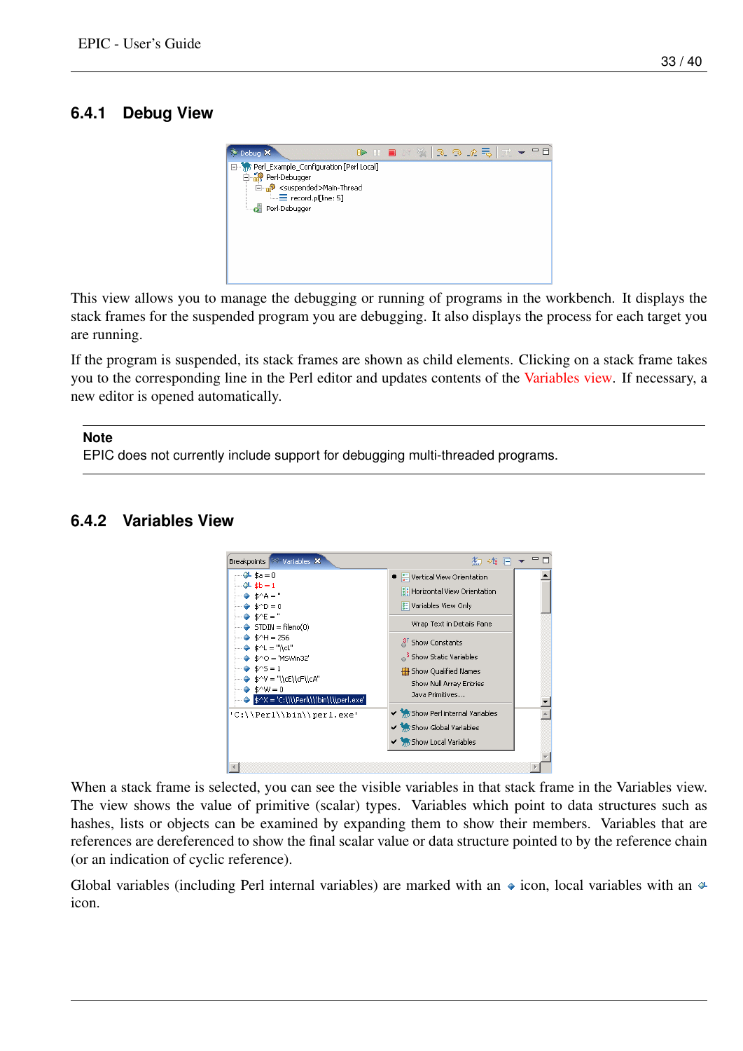### 6.4.1 Debug View

This view allows you to manage the debugging or running of programs in the workbench. It displays the stack frames for the suspended program you are debugging. It also displays the process for each target you are running.

If the program is suspended, its stack frames are shown as child elements. Clicking on a stack frame takes you to the corresponding line in the Perl editor and updates contents of the Variables view. If necessary, a new editor is opened automatically.

**Note**
EPIC does not currently include support for debugging multi-threaded programs.

### 6.4.2 Variables View

When a stack frame is selected, you can see the visible variables in that stack frame in the Variables view. The view shows the value of primitive (scalar) types. Variables which point to data structures such as hashes, lists or objects can be examined by expanding them to show their members. Variables that are references are dereferenced to show the final scalar value or data structure pointed to by the reference chain (or an indication of cyclic reference).

Global variables (including Perl internal variables) are marked with an ◆ icon, local variables with an ◆ icon.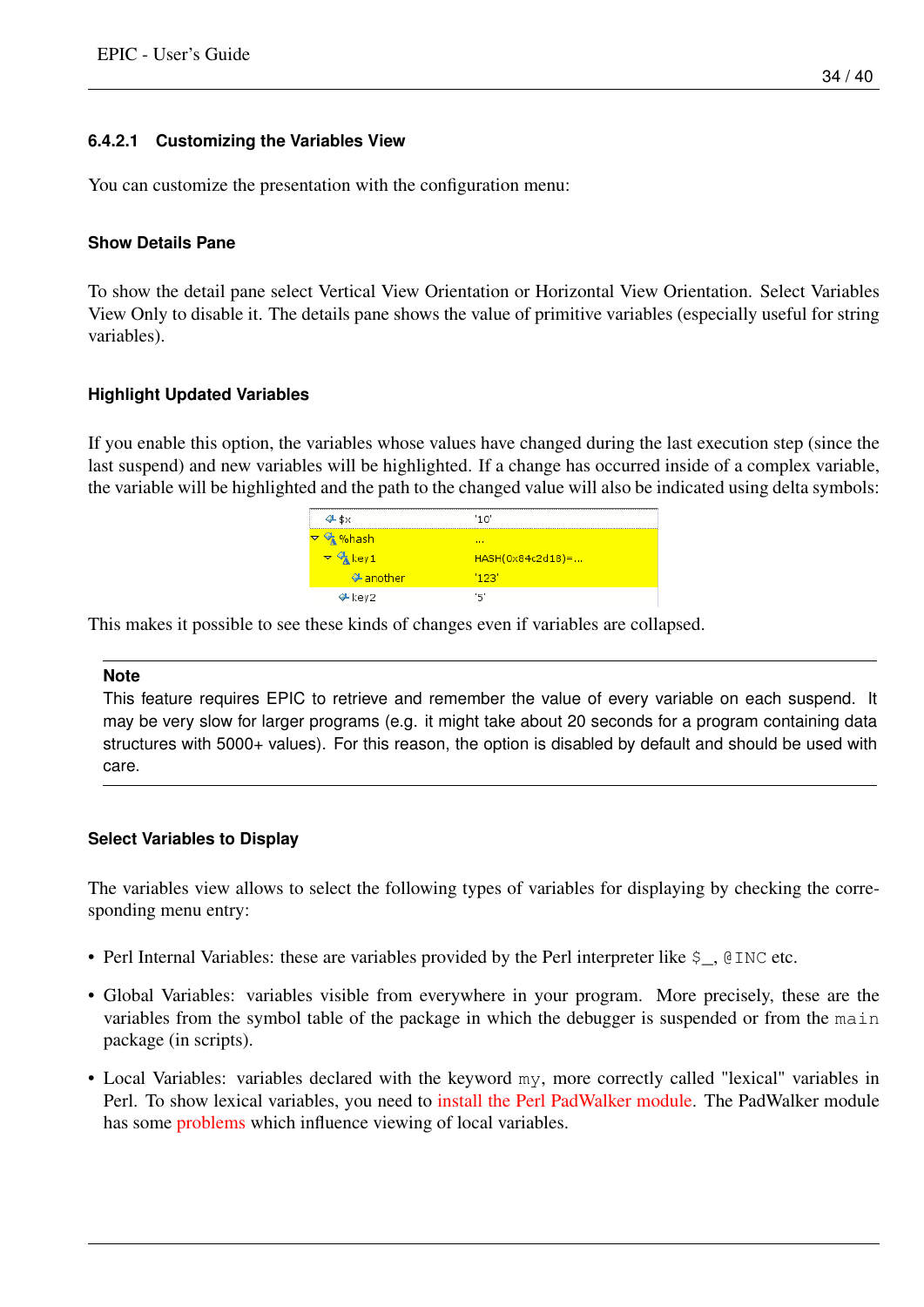#### 6.4.2.1 Customizing the Variables View

You can customize the presentation with the configuration menu:

**Show Details Pane**

To show the detail pane select Vertical View Orientation or Horizontal View Orientation. Select Variables View Only to disable it. The details pane shows the value of primitive variables (especially useful for string variables).

**Highlight Updated Variables**

If you enable this option, the variables whose values have changed during the last execution step (since the last suspend) and new variables will be highlighted. If a change has occurred inside of a complex variable, the variable will be highlighted and the path to the changed value will also be indicated using delta symbols:

This makes it possible to see these kinds of changes even if variables are collapsed.

> **Note**
> This feature requires EPIC to retrieve and remember the value of every variable on each suspend. It may be very slow for larger programs (e.g. it might take about 20 seconds for a program containing data structures with 5000+ values). For this reason, the option is disabled by default and should be used with care.

**Select Variables to Display**

The variables view allows to select the following types of variables for displaying by checking the corresponding menu entry:

- Perl Internal Variables: these are variables provided by the Perl interpreter like `$_`, `@INC` etc.
- Global Variables: variables visible from everywhere in your program. More precisely, these are the variables from the symbol table of the package in which the debugger is suspended or from the `main` package (in scripts).
- Local Variables: variables declared with the keyword `my`, more correctly called "lexical" variables in Perl. To show lexical variables, you need to install the Perl PadWalker module. The PadWalker module has some problems which influence viewing of local variables.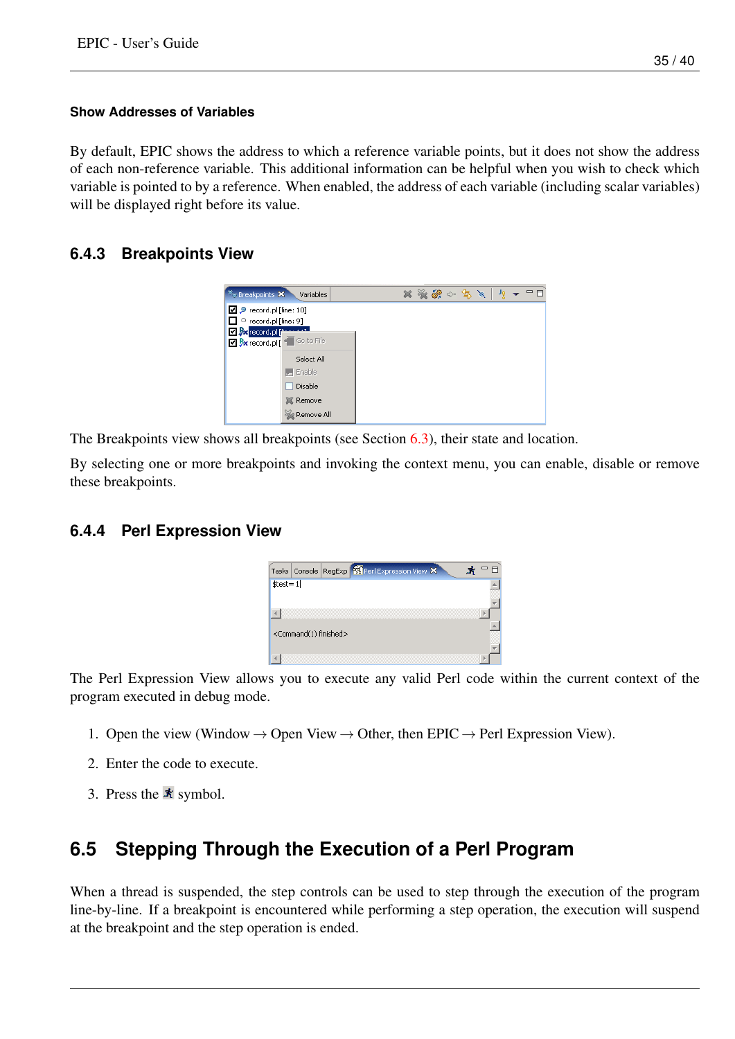**Show Addresses of Variables**

By default, EPIC shows the address to which a reference variable points, but it does not show the address of each non-reference variable. This additional information can be helpful when you wish to check which variable is pointed to by a reference. When enabled, the address of each variable (including scalar variables) will be displayed right before its value.

### 6.4.3 Breakpoints View

The Breakpoints view shows all breakpoints (see Section 6.3), their state and location.

By selecting one or more breakpoints and invoking the context menu, you can enable, disable or remove these breakpoints.

### 6.4.4 Perl Expression View

The Perl Expression View allows you to execute any valid Perl code within the current context of the program executed in debug mode.

1. Open the view (Window → Open View → Other, then EPIC → Perl Expression View).
2. Enter the code to execute.
3. Press the symbol.

## 6.5 Stepping Through the Execution of a Perl Program

When a thread is suspended, the step controls can be used to step through the execution of the program line-by-line. If a breakpoint is encountered while performing a step operation, the execution will suspend at the breakpoint and the step operation is ended.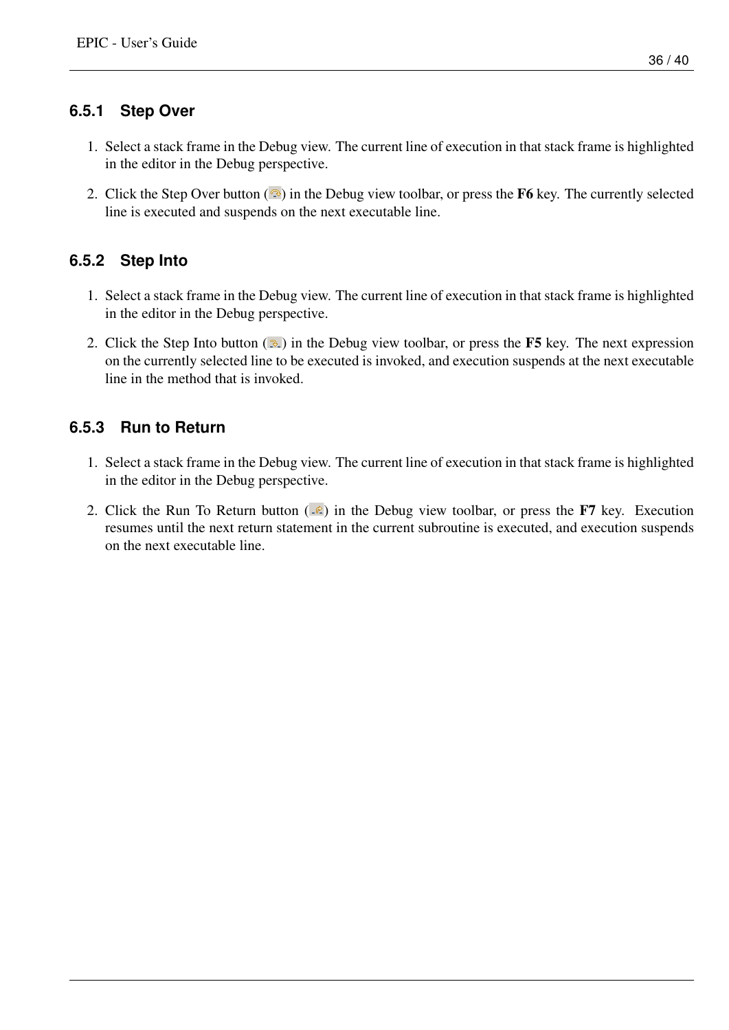### 6.5.1 Step Over

1. Select a stack frame in the Debug view. The current line of execution in that stack frame is highlighted in the editor in the Debug perspective.
2. Click the Step Over button ( ) in the Debug view toolbar, or press the **F6** key. The currently selected line is executed and suspends on the next executable line.

### 6.5.2 Step Into

1. Select a stack frame in the Debug view. The current line of execution in that stack frame is highlighted in the editor in the Debug perspective.
2. Click the Step Into button ( ) in the Debug view toolbar, or press the **F5** key. The next expression on the currently selected line to be executed is invoked, and execution suspends at the next executable line in the method that is invoked.

### 6.5.3 Run to Return

1. Select a stack frame in the Debug view. The current line of execution in that stack frame is highlighted in the editor in the Debug perspective.
2. Click the Run To Return button ( ) in the Debug view toolbar, or press the **F7** key. Execution resumes until the next return statement in the current subroutine is executed, and execution suspends on the next executable line.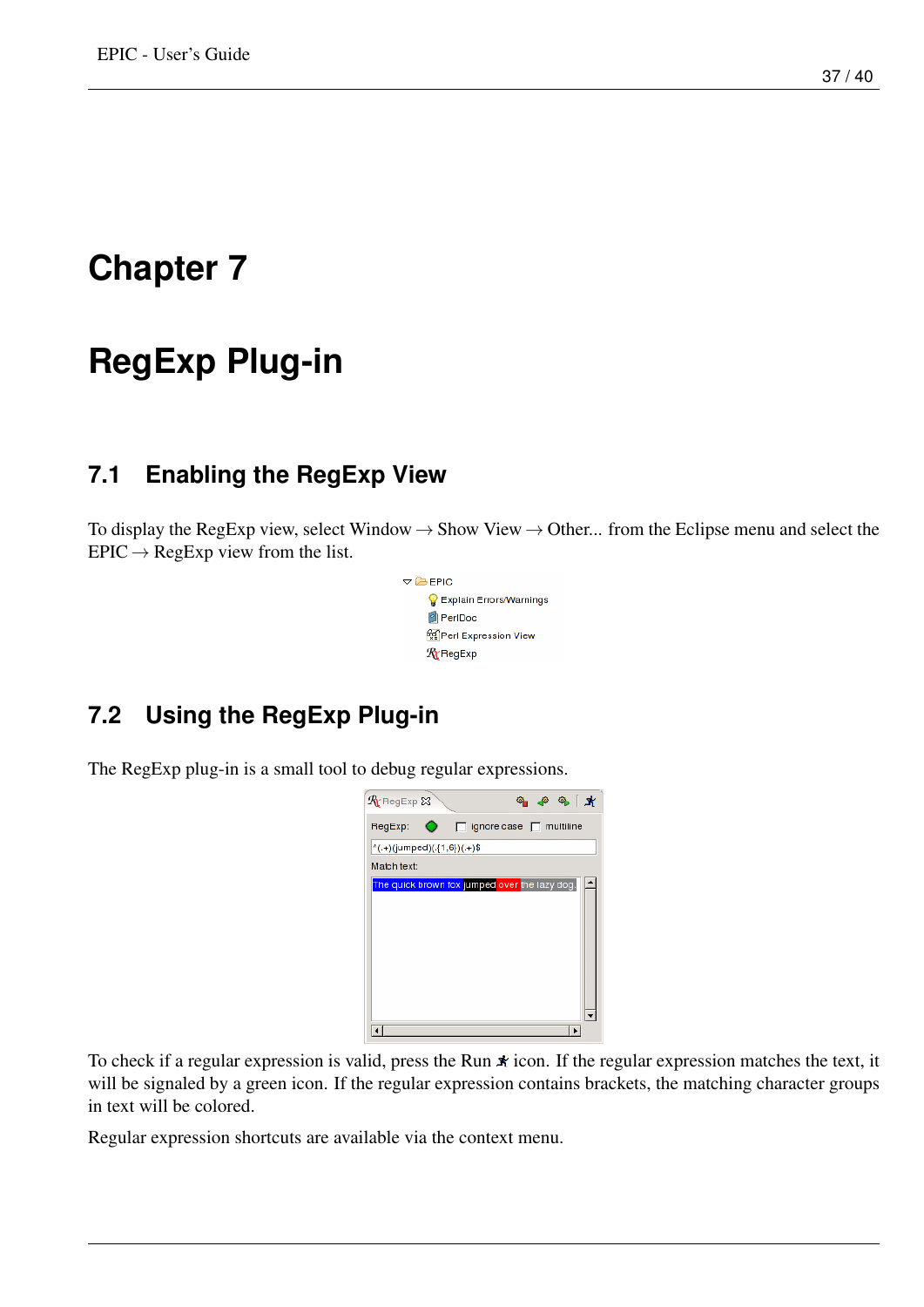# Chapter 7

# RegExp Plug-in

## 7.1 Enabling the RegExp View

To display the RegExp view, select Window → Show View → Other... from the Eclipse menu and select the EPIC → RegExp view from the list.

## 7.2 Using the RegExp Plug-in

The RegExp plug-in is a small tool to debug regular expressions.

To check if a regular expression is valid, press the Run icon. If the regular expression matches the text, it will be signaled by a green icon. If the regular expression contains brackets, the matching character groups in text will be colored.

Regular expression shortcuts are available via the context menu.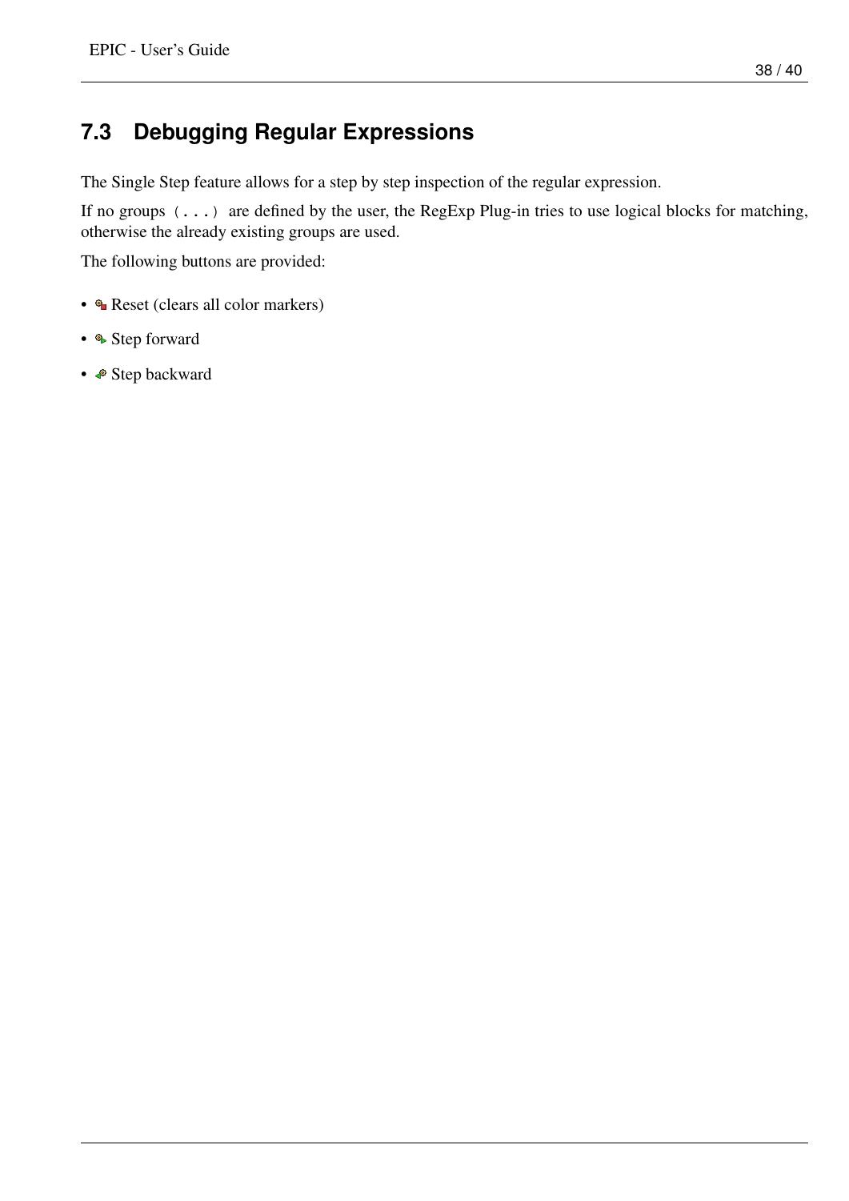## 7.3 Debugging Regular Expressions

The Single Step feature allows for a step by step inspection of the regular expression.

If no groups `(...)` are defined by the user, the RegExp Plug-in tries to use logical blocks for matching, otherwise the already existing groups are used.

The following buttons are provided:

- Reset (clears all color markers)
- Step forward
- Step backward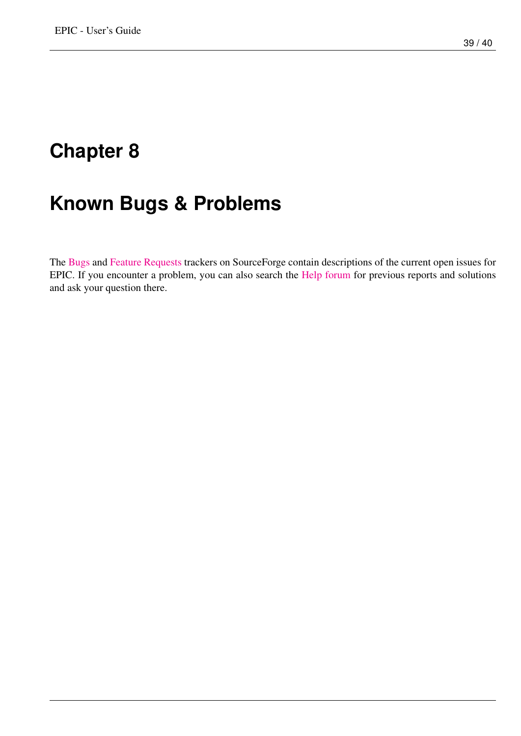# Chapter 8

# Known Bugs & Problems

The Bugs and Feature Requests trackers on SourceForge contain descriptions of the current open issues for EPIC. If you encounter a problem, you can also search the Help forum for previous reports and solutions and ask your question there.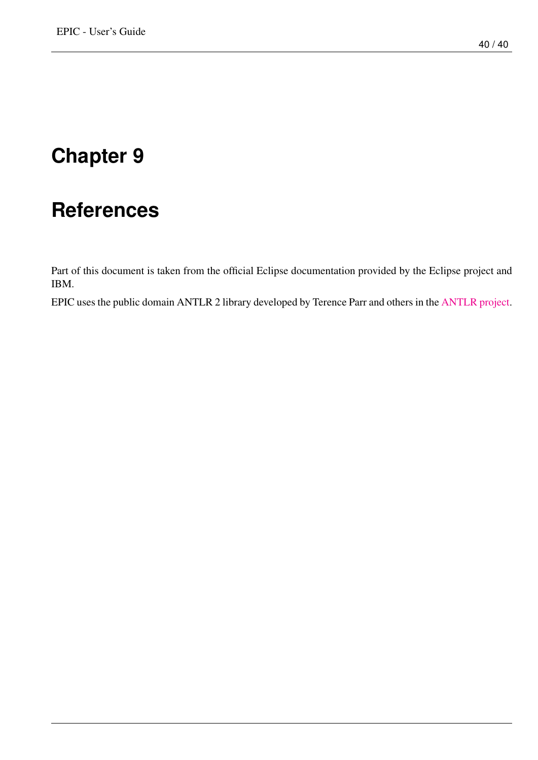# Chapter 9

# References

Part of this document is taken from the official Eclipse documentation provided by the Eclipse project and IBM.

EPIC uses the public domain ANTLR 2 library developed by Terence Parr and others in the ANTLR project.